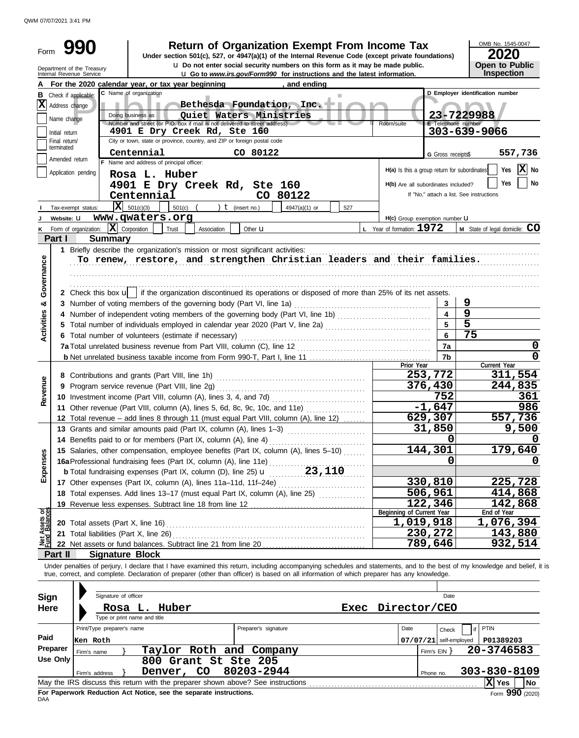QWM 07/07/2021 3:41 PM

# Form 990 — Return of Organization Exempt From Income Tax

Under section 501(c), 527, or 4947(a)(1) of the Internal Revenue Code (except private foundations)

Do not enter social security numbers on this form as it may be made public.

Go to *www.irs.gov/Form990* for instructions and the latest information.

Department of the Treasury
Internal Revenue Service

OMB No. 1545-0047

**2020**

**Open to Public Inspection**

Public Inspection Copy

**A** For the 2020 calendar year, or tax year beginning , and ending

**B** Check if applicable:
- [X] Address change
- [ ] Name change
- [ ] Initial return
- [ ] Final return/terminated
- [ ] Amended return
- [ ] Application pending

**C** Name of organization: Bethesda Foundation, Inc.
Doing business as: Quiet Waters Ministries
Number and street (or P.O. box if mail is not delivered to street address): 4901 E Dry Creek Rd, Ste 160
City or town, state or province, country, and ZIP or foreign postal code: Centennial CO 80122

**D** Employer identification number: 23-7229988

**E** Telephone number: 303-639-9066

**G** Gross receipts$ 557,736

**F** Name and address of principal officer:
Rosa L. Huber
4901 E Dry Creek Rd, Ste 160
Centennial CO 80122

H(a) Is this a group return for subordinates? [ ] Yes [X] No

H(b) Are all subordinates included? [ ] Yes [ ] No
If "No," attach a list. See instructions

**I** Tax-exempt status: [X] 501(c)(3) [ ] 501(c) ( ) (insert no.) [ ] 4947(a)(1) or [ ] 527

**J** Website: www.qwaters.org

H(c) Group exemption number

**K** Form of organization: [X] Corporation [ ] Trust [ ] Association [ ] Other

**L** Year of formation: 1972

**M** State of legal domicile: CO

## Part I Summary

**Activities & Governance**

1 Briefly describe the organization's mission or most significant activities:
To renew, restore, and strengthen Christian leaders and their families.

2 Check this box [ ] if the organization discontinued its operations or disposed of more than 25% of its net assets.

| | | | |
|---|---|---|---|
| 3 | Number of voting members of the governing body (Part VI, line 1a) | 3 | 9 |
| 4 | Number of independent voting members of the governing body (Part VI, line 1b) | 4 | 9 |
| 5 | Total number of individuals employed in calendar year 2020 (Part V, line 2a) | 5 | 5 |
| 6 | Total number of volunteers (estimate if necessary) | 6 | 75 |
| 7a | Total unrelated business revenue from Part VIII, column (C), line 12 | 7a | 0 |
| b | Net unrelated business taxable income from Form 990-T, Part I, line 11 | 7b | 0 |

| | | | Prior Year | Current Year |
|---|---|---|---|---|
| **Revenue** | 8 | Contributions and grants (Part VIII, line 1h) | 253,772 | 311,554 |
| | 9 | Program service revenue (Part VIII, line 2g) | 376,430 | 244,835 |
| | 10 | Investment income (Part VIII, column (A), lines 3, 4, and 7d) | 752 | 361 |
| | 11 | Other revenue (Part VIII, column (A), lines 5, 6d, 8c, 9c, 10c, and 11e) | -1,647 | 986 |
| | 12 | Total revenue – add lines 8 through 11 (must equal Part VIII, column (A), line 12) | 629,307 | 557,736 |
| **Expenses** | 13 | Grants and similar amounts paid (Part IX, column (A), lines 1–3) | 31,850 | 9,500 |
| | 14 | Benefits paid to or for members (Part IX, column (A), line 4) | 0 | 0 |
| | 15 | Salaries, other compensation, employee benefits (Part IX, column (A), lines 5–10) | 144,301 | 179,640 |
| | 16a | Professional fundraising fees (Part IX, column (A), line 11e) | 0 | 0 |
| | b | Total fundraising expenses (Part IX, column (D), line 25) 23,110 | | |
| | 17 | Other expenses (Part IX, column (A), lines 11a–11d, 11f–24e) | 330,810 | 225,728 |
| | 18 | Total expenses. Add lines 13–17 (must equal Part IX, column (A), line 25) | 506,961 | 414,868 |
| | 19 | Revenue less expenses. Subtract line 18 from line 12 | 122,346 | 142,868 |
| | | | **Beginning of Current Year** | **End of Year** |
| **Net Assets or Fund Balances** | 20 | Total assets (Part X, line 16) | 1,019,918 | 1,076,394 |
| | 21 | Total liabilities (Part X, line 26) | 230,272 | 143,880 |
| | 22 | Net assets or fund balances. Subtract line 21 from line 20 | 789,646 | 932,514 |

## Part II Signature Block

Under penalties of perjury, I declare that I have examined this return, including accompanying schedules and statements, and to the best of my knowledge and belief, it is true, correct, and complete. Declaration of preparer (other than officer) is based on all information of which preparer has any knowledge.

**Sign Here**

Signature of officer | Date

Rosa L. Huber Exec Director/CEO
Type or print name and title

**Paid Preparer Use Only**

| Print/Type preparer's name | Preparer's signature | Date | Check [ ] if self-employed | PTIN |
|---|---|---|---|---|
| Ken Roth | | 07/07/21 | | P01389203 |

Firm's name: Taylor Roth and Company — Firm's EIN: 20-3746583
Firm's address: 800 Grant St Ste 205, Denver, CO 80203-2944 — Phone no. 303-830-8109

May the IRS discuss this return with the preparer shown above? See instructions [X] Yes [ ] No

**For Paperwork Reduction Act Notice, see the separate instructions.**

DAA Form **990** (2020)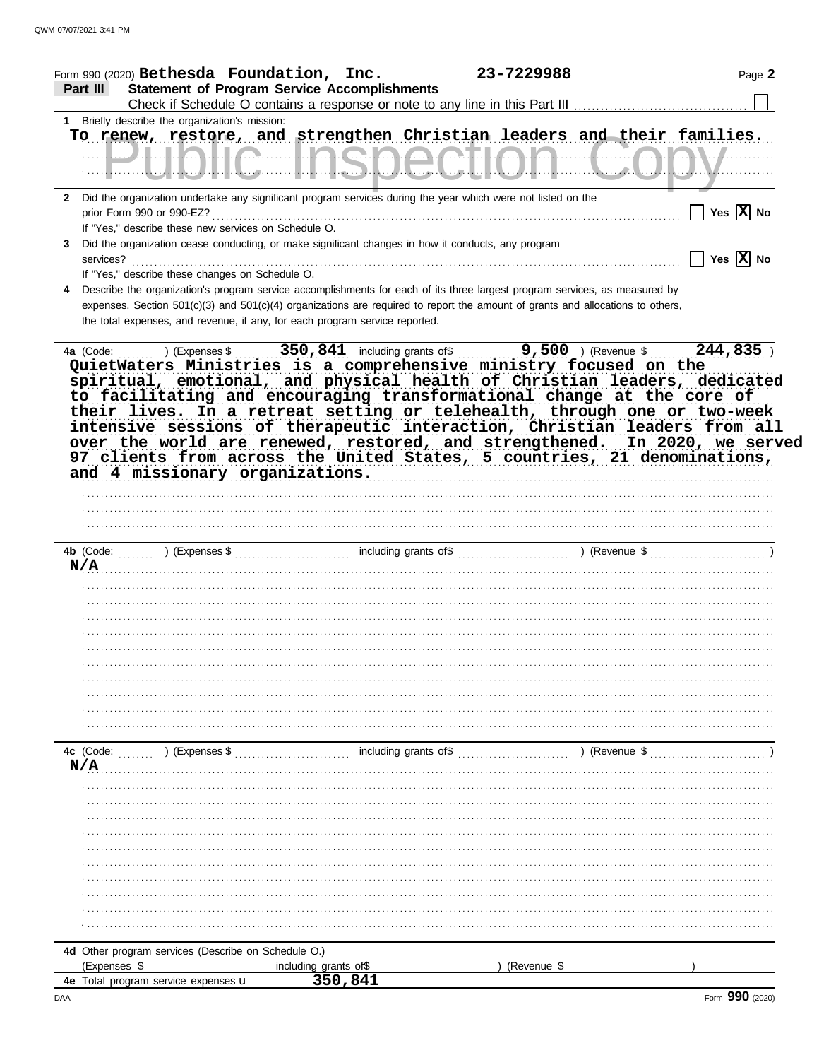Form 990 (2020) **Bethesda Foundation, Inc.** **23-7229988** Page **2**

**Part III** **Statement of Program Service Accomplishments**

Check if Schedule O contains a response or note to any line in this Part III ☐

**1** Briefly describe the organization's mission:

To renew, restore, and strengthen Christian leaders and their families.

**2** Did the organization undertake any significant program services during the year which were not listed on the prior Form 990 or 990-EZ? ☐ Yes ☒ No

If "Yes," describe these new services on Schedule O.

**3** Did the organization cease conducting, or make significant changes in how it conducts, any program services? ☐ Yes ☒ No

If "Yes," describe these changes on Schedule O.

**4** Describe the organization's program service accomplishments for each of its three largest program services, as measured by expenses. Section 501(c)(3) and 501(c)(4) organizations are required to report the amount of grants and allocations to others, the total expenses, and revenue, if any, for each program service reported.

**4a** (Code: ) (Expenses $ **350,841** including grants of$ **9,500** ) (Revenue $ **244,835** )

QuietWaters Ministries is a comprehensive ministry focused on the spiritual, emotional, and physical health of Christian leaders, dedicated to facilitating and encouraging transformational change at the core of their lives. In a retreat setting or telehealth, through one or two-week intensive sessions of therapeutic interaction, Christian leaders from all over the world are renewed, restored, and strengthened. In 2020, we served 97 clients from across the United States, 5 countries, 21 denominations, and 4 missionary organizations.

**4b** (Code: ) (Expenses $ including grants of$ ) (Revenue $ )

N/A

**4c** (Code: ) (Expenses $ including grants of$ ) (Revenue $ )

N/A

**4d** Other program services (Describe on Schedule O.)

(Expenses $ including grants of$ ) (Revenue $ )

**4e** Total program service expenses ▶ **350,841**

Form **990** (2020)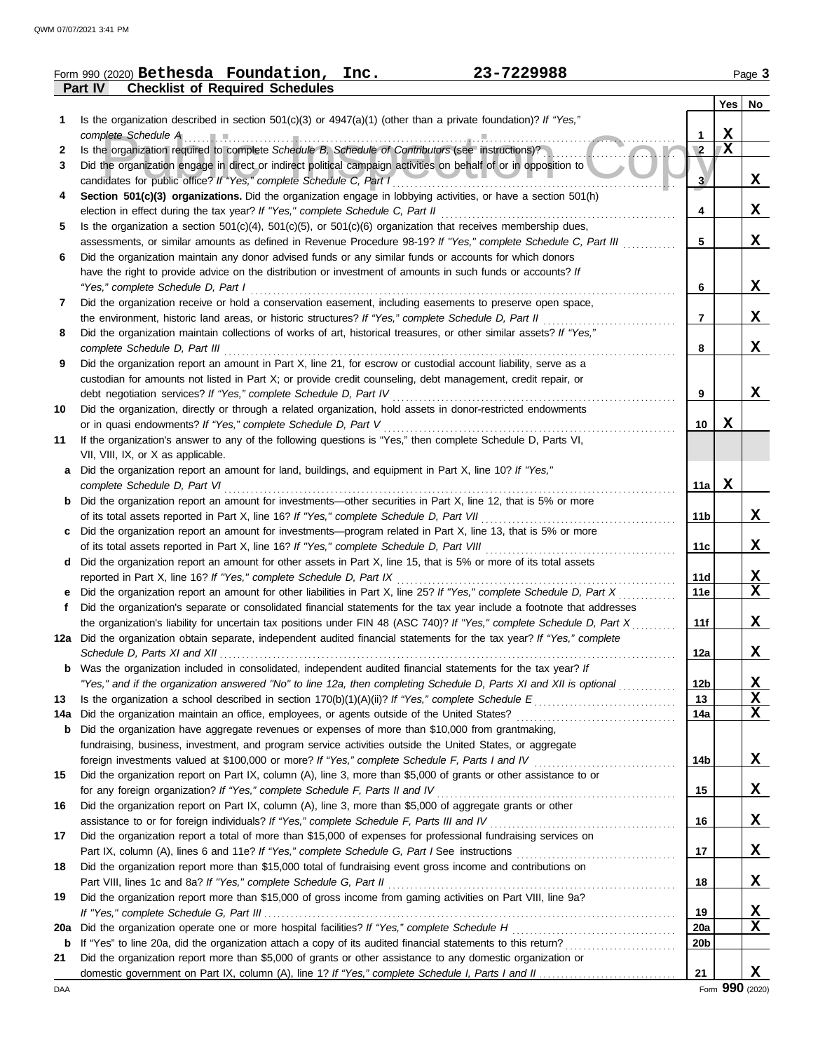Form 990 (2020) **Bethesda Foundation, Inc.** **23-7229988**

**Part IV — Checklist of Required Schedules**

| | | | Yes | No |
|---|---|---|---|---|
| 1 | Is the organization described in section 501(c)(3) or 4947(a)(1) (other than a private foundation)? *If "Yes," complete Schedule A* | 1 | X | |
| 2 | Is the organization required to complete *Schedule B, Schedule of Contributors* (see instructions)? | 2 | X | |
| 3 | Did the organization engage in direct or indirect political campaign activities on behalf of or in opposition to candidates for public office? *If "Yes," complete Schedule C, Part I* | 3 | | X |
| 4 | **Section 501(c)(3) organizations.** Did the organization engage in lobbying activities, or have a section 501(h) election in effect during the tax year? *If "Yes," complete Schedule C, Part II* | 4 | | X |
| 5 | Is the organization a section 501(c)(4), 501(c)(5), or 501(c)(6) organization that receives membership dues, assessments, or similar amounts as defined in Revenue Procedure 98-19? *If "Yes," complete Schedule C, Part III* | 5 | | X |
| 6 | Did the organization maintain any donor advised funds or any similar funds or accounts for which donors have the right to provide advice on the distribution or investment of amounts in such funds or accounts? *If "Yes," complete Schedule D, Part I* | 6 | | X |
| 7 | Did the organization receive or hold a conservation easement, including easements to preserve open space, the environment, historic land areas, or historic structures? *If "Yes," complete Schedule D, Part II* | 7 | | X |
| 8 | Did the organization maintain collections of works of art, historical treasures, or other similar assets? *If "Yes," complete Schedule D, Part III* | 8 | | X |
| 9 | Did the organization report an amount in Part X, line 21, for escrow or custodial account liability, serve as a custodian for amounts not listed in Part X; or provide credit counseling, debt management, credit repair, or debt negotiation services? *If "Yes," complete Schedule D, Part IV* | 9 | | X |
| 10 | Did the organization, directly or through a related organization, hold assets in donor-restricted endowments or in quasi endowments? *If "Yes," complete Schedule D, Part V* | 10 | X | |
| 11 | If the organization's answer to any of the following questions is "Yes," then complete Schedule D, Parts VI, VII, VIII, IX, or X as applicable. | | | |
| a | Did the organization report an amount for land, buildings, and equipment in Part X, line 10? *If "Yes," complete Schedule D, Part VI* | 11a | X | |
| b | Did the organization report an amount for investments—other securities in Part X, line 12, that is 5% or more of its total assets reported in Part X, line 16? *If "Yes," complete Schedule D, Part VII* | 11b | | X |
| c | Did the organization report an amount for investments—program related in Part X, line 13, that is 5% or more of its total assets reported in Part X, line 16? *If "Yes," complete Schedule D, Part VIII* | 11c | | X |
| d | Did the organization report an amount for other assets in Part X, line 15, that is 5% or more of its total assets reported in Part X, line 16? *If "Yes," complete Schedule D, Part IX* | 11d | | X |
| e | Did the organization report an amount for other liabilities in Part X, line 25? *If "Yes," complete Schedule D, Part X* | 11e | | X |
| f | Did the organization's separate or consolidated financial statements for the tax year include a footnote that addresses the organization's liability for uncertain tax positions under FIN 48 (ASC 740)? *If "Yes," complete Schedule D, Part X* | 11f | | X |
| 12a | Did the organization obtain separate, independent audited financial statements for the tax year? *If "Yes," complete Schedule D, Parts XI and XII* | 12a | | X |
| b | Was the organization included in consolidated, independent audited financial statements for the tax year? *If "Yes," and if the organization answered "No" to line 12a, then completing Schedule D, Parts XI and XII is optional* | 12b | | X |
| 13 | Is the organization a school described in section 170(b)(1)(A)(ii)? *If "Yes," complete Schedule E* | 13 | | X |
| 14a | Did the organization maintain an office, employees, or agents outside of the United States? | 14a | | X |
| b | Did the organization have aggregate revenues or expenses of more than $10,000 from grantmaking, fundraising, business, investment, and program service activities outside the United States, or aggregate foreign investments valued at $100,000 or more? *If "Yes," complete Schedule F, Parts I and IV* | 14b | | X |
| 15 | Did the organization report on Part IX, column (A), line 3, more than $5,000 of grants or other assistance to or for any foreign organization? *If "Yes," complete Schedule F, Parts II and IV* | 15 | | X |
| 16 | Did the organization report on Part IX, column (A), line 3, more than $5,000 of aggregate grants or other assistance to or for foreign individuals? *If "Yes," complete Schedule F, Parts III and IV* | 16 | | X |
| 17 | Did the organization report a total of more than $15,000 of expenses for professional fundraising services on Part IX, column (A), lines 6 and 11e? *If "Yes," complete Schedule G, Part I* See instructions | 17 | | X |
| 18 | Did the organization report more than $15,000 total of fundraising event gross income and contributions on Part VIII, lines 1c and 8a? *If "Yes," complete Schedule G, Part II* | 18 | | X |
| 19 | Did the organization report more than $15,000 of gross income from gaming activities on Part VIII, line 9a? *If "Yes," complete Schedule G, Part III* | 19 | | X |
| 20a | Did the organization operate one or more hospital facilities? *If "Yes," complete Schedule H* | 20a | | X |
| b | If "Yes" to line 20a, did the organization attach a copy of its audited financial statements to this return? | 20b | | |
| 21 | Did the organization report more than $5,000 of grants or other assistance to any domestic organization or domestic government on Part IX, column (A), line 1? *If "Yes," complete Schedule I, Parts I and II* | 21 | | X |

Form **990** (2020)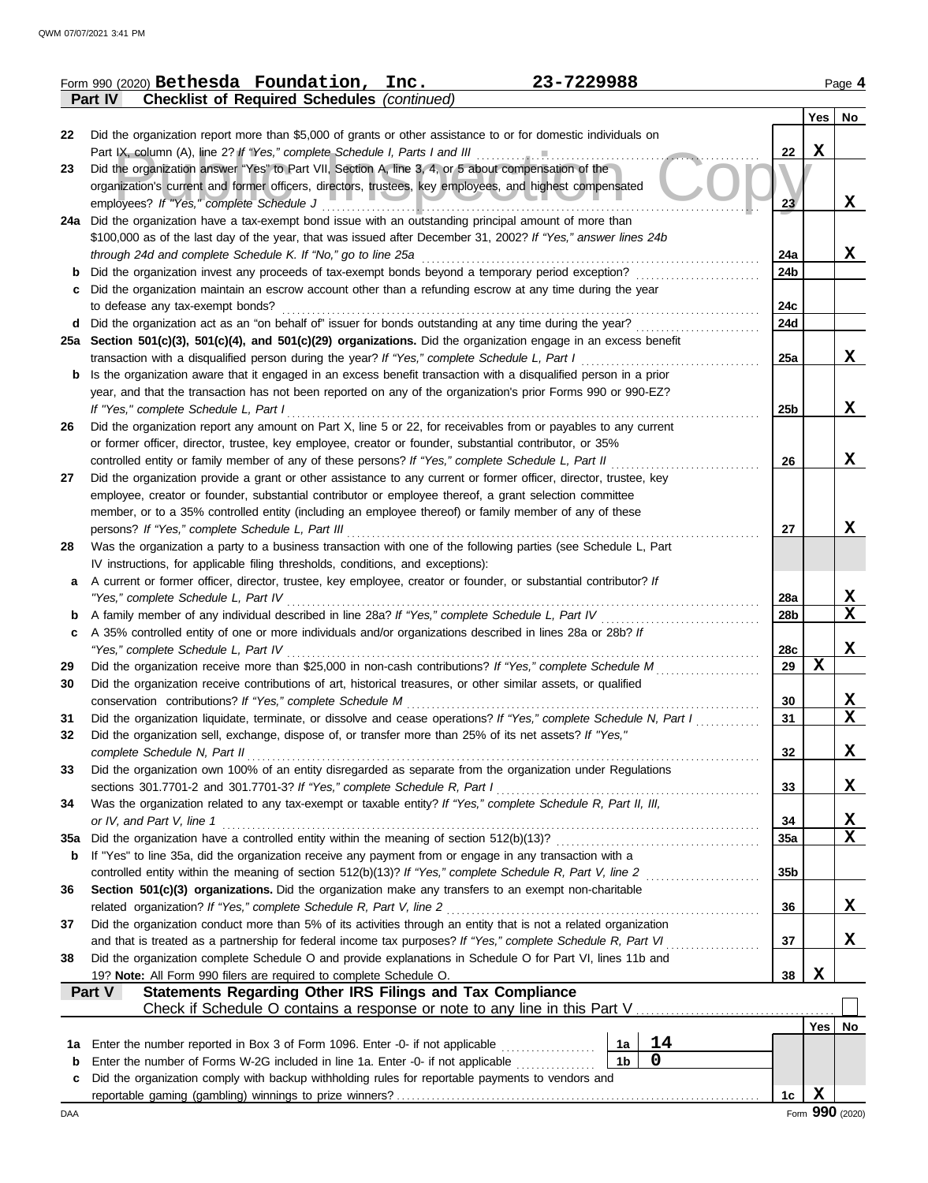Form 990 (2020) **Bethesda Foundation, Inc.** **23-7229988** Page **4**

**Part IV Checklist of Required Schedules** *(continued)*

| | | | Yes | No |
|---|---|---|---|---|
| 22 | Did the organization report more than $5,000 of grants or other assistance to or for domestic individuals on Part IX, column (A), line 2? *If "Yes," complete Schedule I, Parts I and III* | 22 | X | |
| 23 | Did the organization answer "Yes" to Part VII, Section A, line 3, 4, or 5 about compensation of the organization's current and former officers, directors, trustees, key employees, and highest compensated employees? *If "Yes," complete Schedule J* | 23 | | X |
| 24a | Did the organization have a tax-exempt bond issue with an outstanding principal amount of more than $100,000 as of the last day of the year, that was issued after December 31, 2002? *If "Yes," answer lines 24b through 24d and complete Schedule K. If "No," go to line 25a* | 24a | | X |
| b | Did the organization invest any proceeds of tax-exempt bonds beyond a temporary period exception? | 24b | | |
| c | Did the organization maintain an escrow account other than a refunding escrow at any time during the year to defease any tax-exempt bonds? | 24c | | |
| d | Did the organization act as an "on behalf of" issuer for bonds outstanding at any time during the year? | 24d | | |
| 25a | **Section 501(c)(3), 501(c)(4), and 501(c)(29) organizations.** Did the organization engage in an excess benefit transaction with a disqualified person during the year? *If "Yes," complete Schedule L, Part I* | 25a | | X |
| b | Is the organization aware that it engaged in an excess benefit transaction with a disqualified person in a prior year, and that the transaction has not been reported on any of the organization's prior Forms 990 or 990-EZ? *If "Yes," complete Schedule L, Part I* | 25b | | X |
| 26 | Did the organization report any amount on Part X, line 5 or 22, for receivables from or payables to any current or former officer, director, trustee, key employee, creator or founder, substantial contributor, or 35% controlled entity or family member of any of these persons? *If "Yes," complete Schedule L, Part II* | 26 | | X |
| 27 | Did the organization provide a grant or other assistance to any current or former officer, director, trustee, key employee, creator or founder, substantial contributor or employee thereof, a grant selection committee member, or to a 35% controlled entity (including an employee thereof) or family member of any of these persons? *If "Yes," complete Schedule L, Part III* | 27 | | X |
| 28 | Was the organization a party to a business transaction with one of the following parties (see Schedule L, Part IV instructions, for applicable filing thresholds, conditions, and exceptions): | | | |
| a | A current or former officer, director, trustee, key employee, creator or founder, or substantial contributor? *If "Yes," complete Schedule L, Part IV* | 28a | | X |
| b | A family member of any individual described in line 28a? *If "Yes," complete Schedule L, Part IV* | 28b | | X |
| c | A 35% controlled entity of one or more individuals and/or organizations described in lines 28a or 28b? *If "Yes," complete Schedule L, Part IV* | 28c | | X |
| 29 | Did the organization receive more than $25,000 in non-cash contributions? *If "Yes," complete Schedule M* | 29 | X | |
| 30 | Did the organization receive contributions of art, historical treasures, or other similar assets, or qualified conservation contributions? *If "Yes," complete Schedule M* | 30 | | X |
| 31 | Did the organization liquidate, terminate, or dissolve and cease operations? *If "Yes," complete Schedule N, Part I* | 31 | | X |
| 32 | Did the organization sell, exchange, dispose of, or transfer more than 25% of its net assets? *If "Yes," complete Schedule N, Part II* | 32 | | X |
| 33 | Did the organization own 100% of an entity disregarded as separate from the organization under Regulations sections 301.7701-2 and 301.7701-3? *If "Yes," complete Schedule R, Part I* | 33 | | X |
| 34 | Was the organization related to any tax-exempt or taxable entity? *If "Yes," complete Schedule R, Part II, III, or IV, and Part V, line 1* | 34 | | X |
| 35a | Did the organization have a controlled entity within the meaning of section 512(b)(13)? | 35a | | X |
| b | If "Yes" to line 35a, did the organization receive any payment from or engage in any transaction with a controlled entity within the meaning of section 512(b)(13)? *If "Yes," complete Schedule R, Part V, line 2* | 35b | | |
| 36 | **Section 501(c)(3) organizations.** Did the organization make any transfers to an exempt non-charitable related organization? *If "Yes," complete Schedule R, Part V, line 2* | 36 | | X |
| 37 | Did the organization conduct more than 5% of its activities through an entity that is not a related organization and that is treated as a partnership for federal income tax purposes? *If "Yes," complete Schedule R, Part VI* | 37 | | X |
| 38 | Did the organization complete Schedule O and provide explanations in Schedule O for Part VI, lines 11b and 19? **Note:** All Form 990 filers are required to complete Schedule O. | 38 | X | |

**Part V Statements Regarding Other IRS Filings and Tax Compliance**

Check if Schedule O contains a response or note to any line in this Part V ☐

| | | | | | Yes | No |
|---|---|---|---|---|---|---|
| 1a | Enter the number reported in Box 3 of Form 1096. Enter -0- if not applicable | 1a | 14 | | | |
| b | Enter the number of Forms W-2G included in line 1a. Enter -0- if not applicable | 1b | 0 | | | |
| c | Did the organization comply with backup withholding rules for reportable payments to vendors and reportable gaming (gambling) winnings to prize winners? | | | 1c | X | |

DAA Form **990** (2020)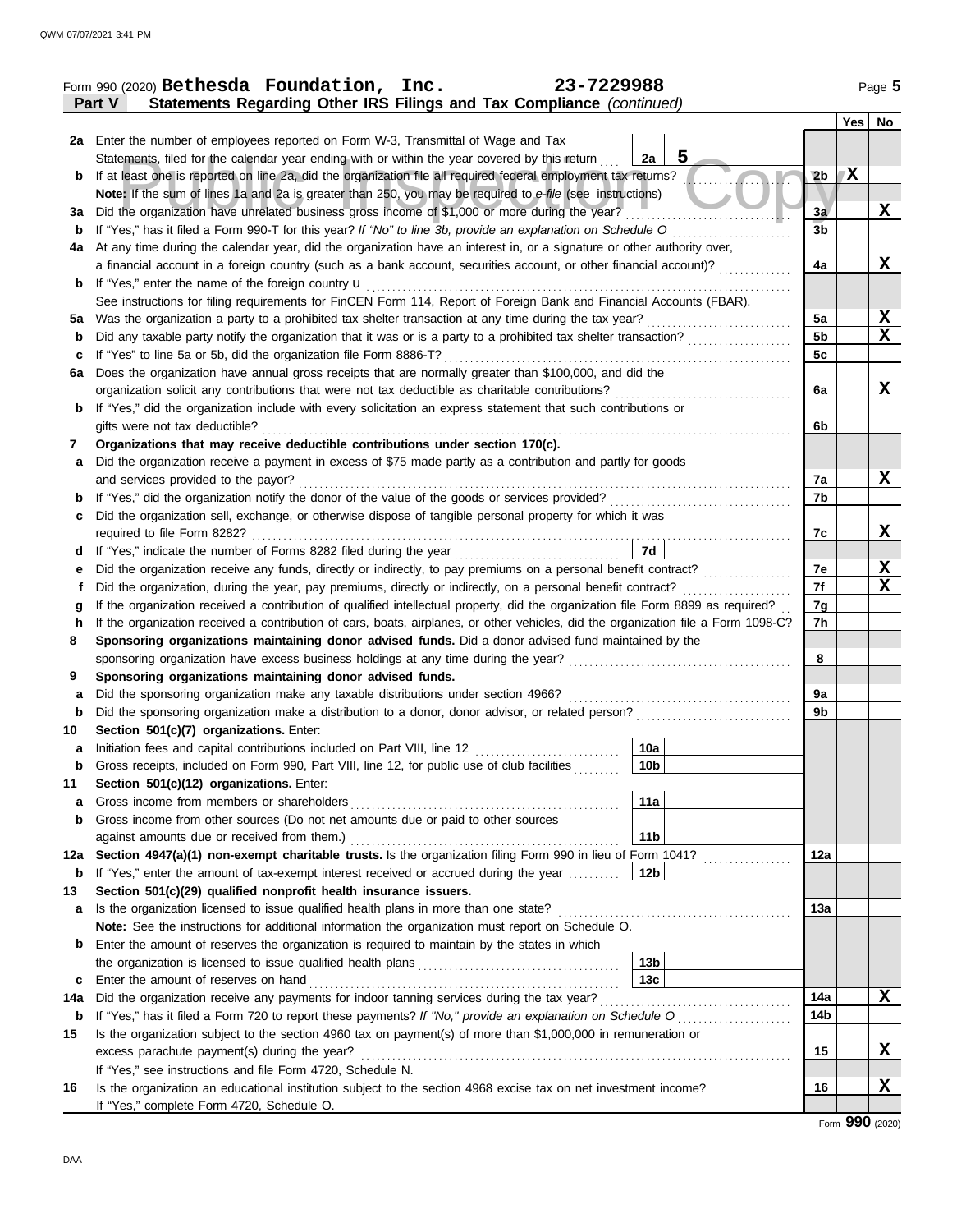Form 990 (2020) **Bethesda Foundation, Inc.** **23-7229988**

**Part V — Statements Regarding Other IRS Filings and Tax Compliance** *(continued)*

| | | | | | Yes | No |
|---|---|---|---|---|---|---|
| **2a** | Enter the number of employees reported on Form W-3, Transmittal of Wage and Tax Statements, filed for the calendar year ending with or within the year covered by this return | 2a | 5 | | | |
| **b** | If at least one is reported on line 2a, did the organization file all required federal employment tax returns? | | | 2b | X | |
| | **Note:** If the sum of lines 1a and 2a is greater than 250, you may be required to *e-file* (see instructions) | | | | | |
| **3a** | Did the organization have unrelated business gross income of $1,000 or more during the year? | | | 3a | | X |
| **b** | If "Yes," has it filed a Form 990-T for this year? *If "No" to line 3b, provide an explanation on Schedule O* | | | 3b | | |
| **4a** | At any time during the calendar year, did the organization have an interest in, or a signature or other authority over, a financial account in a foreign country (such as a bank account, securities account, or other financial account)? | | | 4a | | X |
| **b** | If "Yes," enter the name of the foreign country u | | | | | |
| | See instructions for filing requirements for FinCEN Form 114, Report of Foreign Bank and Financial Accounts (FBAR). | | | | | |
| **5a** | Was the organization a party to a prohibited tax shelter transaction at any time during the tax year? | | | 5a | | X |
| **b** | Did any taxable party notify the organization that it was or is a party to a prohibited tax shelter transaction? | | | 5b | | X |
| **c** | If "Yes" to line 5a or 5b, did the organization file Form 8886-T? | | | 5c | | |
| **6a** | Does the organization have annual gross receipts that are normally greater than $100,000, and did the organization solicit any contributions that were not tax deductible as charitable contributions? | | | 6a | | X |
| **b** | If "Yes," did the organization include with every solicitation an express statement that such contributions or gifts were not tax deductible? | | | 6b | | |
| **7** | **Organizations that may receive deductible contributions under section 170(c).** | | | | | |
| **a** | Did the organization receive a payment in excess of $75 made partly as a contribution and partly for goods and services provided to the payor? | | | 7a | | X |
| **b** | If "Yes," did the organization notify the donor of the value of the goods or services provided? | | | 7b | | |
| **c** | Did the organization sell, exchange, or otherwise dispose of tangible personal property for which it was required to file Form 8282? | | | 7c | | X |
| **d** | If "Yes," indicate the number of Forms 8282 filed during the year | 7d | | | | |
| **e** | Did the organization receive any funds, directly or indirectly, to pay premiums on a personal benefit contract? | | | 7e | | X |
| **f** | Did the organization, during the year, pay premiums, directly or indirectly, on a personal benefit contract? | | | 7f | | X |
| **g** | If the organization received a contribution of qualified intellectual property, did the organization file Form 8899 as required? | | | 7g | | |
| **h** | If the organization received a contribution of cars, boats, airplanes, or other vehicles, did the organization file a Form 1098-C? | | | 7h | | |
| **8** | **Sponsoring organizations maintaining donor advised funds.** Did a donor advised fund maintained by the sponsoring organization have excess business holdings at any time during the year? | | | 8 | | |
| **9** | **Sponsoring organizations maintaining donor advised funds.** | | | | | |
| **a** | Did the sponsoring organization make any taxable distributions under section 4966? | | | 9a | | |
| **b** | Did the sponsoring organization make a distribution to a donor, donor advisor, or related person? | | | 9b | | |
| **10** | **Section 501(c)(7) organizations.** Enter: | | | | | |
| **a** | Initiation fees and capital contributions included on Part VIII, line 12 | 10a | | | | |
| **b** | Gross receipts, included on Form 990, Part VIII, line 12, for public use of club facilities | 10b | | | | |
| **11** | **Section 501(c)(12) organizations.** Enter: | | | | | |
| **a** | Gross income from members or shareholders | 11a | | | | |
| **b** | Gross income from other sources (Do not net amounts due or paid to other sources against amounts due or received from them.) | 11b | | | | |
| **12a** | **Section 4947(a)(1) non-exempt charitable trusts.** Is the organization filing Form 990 in lieu of Form 1041? | | | 12a | | |
| **b** | If "Yes," enter the amount of tax-exempt interest received or accrued during the year | 12b | | | | |
| **13** | **Section 501(c)(29) qualified nonprofit health insurance issuers.** | | | | | |
| **a** | Is the organization licensed to issue qualified health plans in more than one state? | | | 13a | | |
| | **Note:** See the instructions for additional information the organization must report on Schedule O. | | | | | |
| **b** | Enter the amount of reserves the organization is required to maintain by the states in which the organization is licensed to issue qualified health plans | 13b | | | | |
| **c** | Enter the amount of reserves on hand | 13c | | | | |
| **14a** | Did the organization receive any payments for indoor tanning services during the tax year? | | | 14a | | X |
| **b** | If "Yes," has it filed a Form 720 to report these payments? *If "No," provide an explanation on Schedule O* | | | 14b | | |
| **15** | Is the organization subject to the section 4960 tax on payment(s) of more than $1,000,000 in remuneration or excess parachute payment(s) during the year? | | | 15 | | X |
| | If "Yes," see instructions and file Form 4720, Schedule N. | | | | | |
| **16** | Is the organization an educational institution subject to the section 4968 excise tax on net investment income? | | | 16 | | X |
| | If "Yes," complete Form 4720, Schedule O. | | | | | |

Form **990** (2020)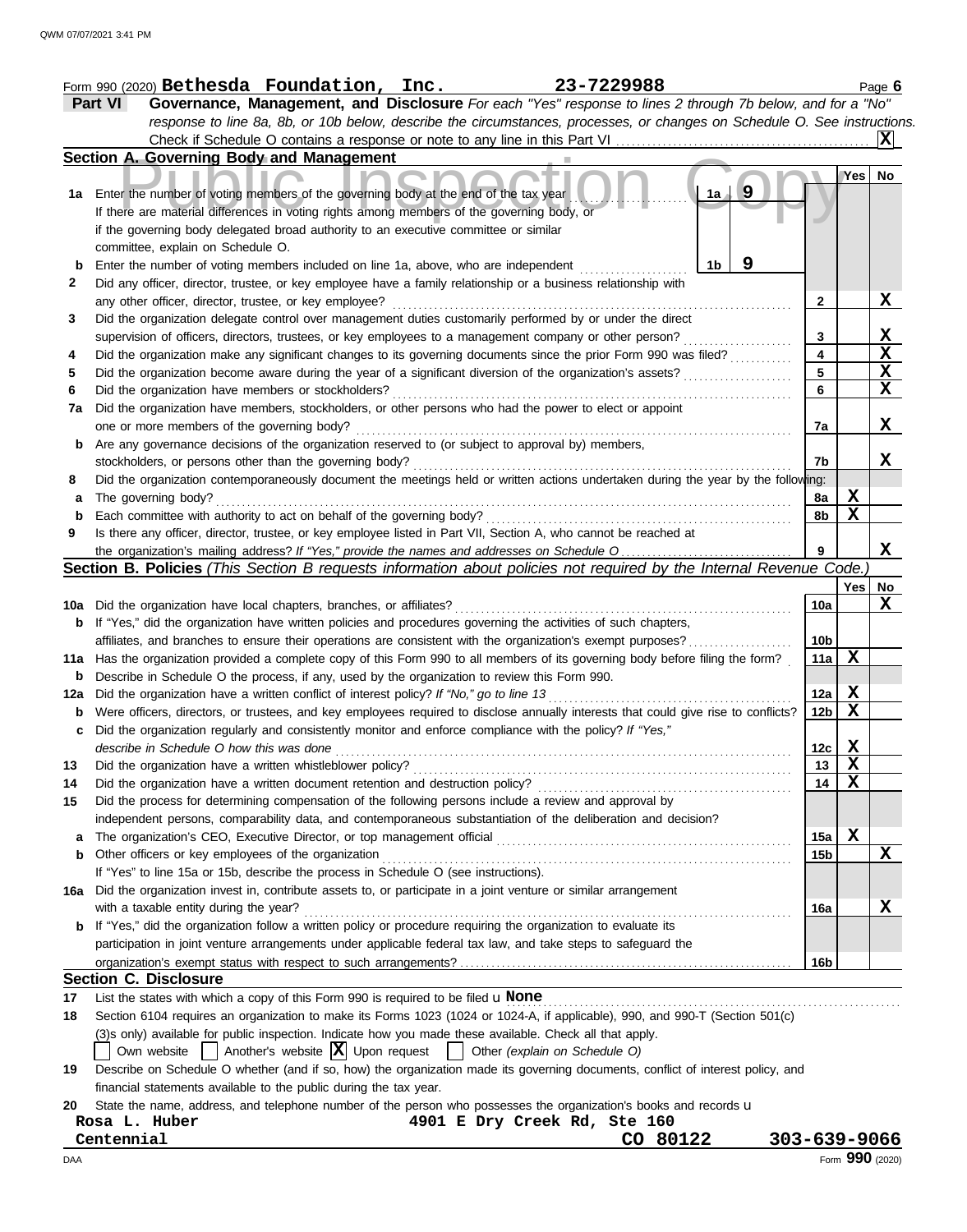Form 990 (2020) **Bethesda Foundation, Inc.** **23-7229988**

**Part VI** **Governance, Management, and Disclosure** *For each "Yes" response to lines 2 through 7b below, and for a "No" response to line 8a, 8b, or 10b below, describe the circumstances, processes, or changes on Schedule O. See instructions.*

Check if Schedule O contains a response or note to any line in this Part VI ..... **X**

**Section A. Governing Body and Management**

| | | | Yes | No |
|---|---|---|---|---|
| **1a** | Enter the number of voting members of the governing body at the end of the tax year ..... **1a** **9**<br>If there are material differences in voting rights among members of the governing body, or if the governing body delegated broad authority to an executive committee or similar committee, explain on Schedule O. | | | |
| **b** | Enter the number of voting members included on line 1a, above, who are independent ..... **1b** **9** | | | |
| **2** | Did any officer, director, trustee, or key employee have a family relationship or a business relationship with any other officer, director, trustee, or key employee? | 2 | | X |
| **3** | Did the organization delegate control over management duties customarily performed by or under the direct supervision of officers, directors, trustees, or key employees to a management company or other person? | 3 | | X |
| **4** | Did the organization make any significant changes to its governing documents since the prior Form 990 was filed? | 4 | | X |
| **5** | Did the organization become aware during the year of a significant diversion of the organization's assets? | 5 | | X |
| **6** | Did the organization have members or stockholders? | 6 | | X |
| **7a** | Did the organization have members, stockholders, or other persons who had the power to elect or appoint one or more members of the governing body? | 7a | | X |
| **b** | Are any governance decisions of the organization reserved to (or subject to approval by) members, stockholders, or persons other than the governing body? | 7b | | X |
| **8** | Did the organization contemporaneously document the meetings held or written actions undertaken during the year by the following: | | | |
| **a** | The governing body? | 8a | X | |
| **b** | Each committee with authority to act on behalf of the governing body? | 8b | X | |
| **9** | Is there any officer, director, trustee, or key employee listed in Part VII, Section A, who cannot be reached at the organization's mailing address? *If "Yes," provide the names and addresses on Schedule O* | 9 | | X |

**Section B. Policies** *(This Section B requests information about policies not required by the Internal Revenue Code.)*

| | | | Yes | No |
|---|---|---|---|---|
| **10a** | Did the organization have local chapters, branches, or affiliates? | 10a | | X |
| **b** | If "Yes," did the organization have written policies and procedures governing the activities of such chapters, affiliates, and branches to ensure their operations are consistent with the organization's exempt purposes? | 10b | | |
| **11a** | Has the organization provided a complete copy of this Form 990 to all members of its governing body before filing the form? | 11a | X | |
| **b** | Describe in Schedule O the process, if any, used by the organization to review this Form 990. | | | |
| **12a** | Did the organization have a written conflict of interest policy? *If "No," go to line 13* | 12a | X | |
| **b** | Were officers, directors, or trustees, and key employees required to disclose annually interests that could give rise to conflicts? | 12b | X | |
| **c** | Did the organization regularly and consistently monitor and enforce compliance with the policy? *If "Yes," describe in Schedule O how this was done* | 12c | X | |
| **13** | Did the organization have a written whistleblower policy? | 13 | X | |
| **14** | Did the organization have a written document retention and destruction policy? | 14 | X | |
| **15** | Did the process for determining compensation of the following persons include a review and approval by independent persons, comparability data, and contemporaneous substantiation of the deliberation and decision? | | | |
| **a** | The organization's CEO, Executive Director, or top management official | 15a | X | |
| **b** | Other officers or key employees of the organization<br>If "Yes" to line 15a or 15b, describe the process in Schedule O (see instructions). | 15b | | X |
| **16a** | Did the organization invest in, contribute assets to, or participate in a joint venture or similar arrangement with a taxable entity during the year? | 16a | | X |
| **b** | If "Yes," did the organization follow a written policy or procedure requiring the organization to evaluate its participation in joint venture arrangements under applicable federal tax law, and take steps to safeguard the organization's exempt status with respect to such arrangements? | 16b | | |

**Section C. Disclosure**

**17** List the states with which a copy of this Form 990 is required to be filed u **None**

**18** Section 6104 requires an organization to make its Forms 1023 (1024 or 1024-A, if applicable), 990, and 990-T (Section 501(c)(3)s only) available for public inspection. Indicate how you made these available. Check all that apply.

☐ Own website ☐ Another's website ☒ Upon request ☐ Other *(explain on Schedule O)*

**19** Describe on Schedule O whether (and if so, how) the organization made its governing documents, conflict of interest policy, and financial statements available to the public during the tax year.

**20** State the name, address, and telephone number of the person who possesses the organization's books and records u

**Rosa L. Huber** **4901 E Dry Creek Rd, Ste 160**
**Centennial** **CO 80122** **303-639-9066**

Form **990** (2020)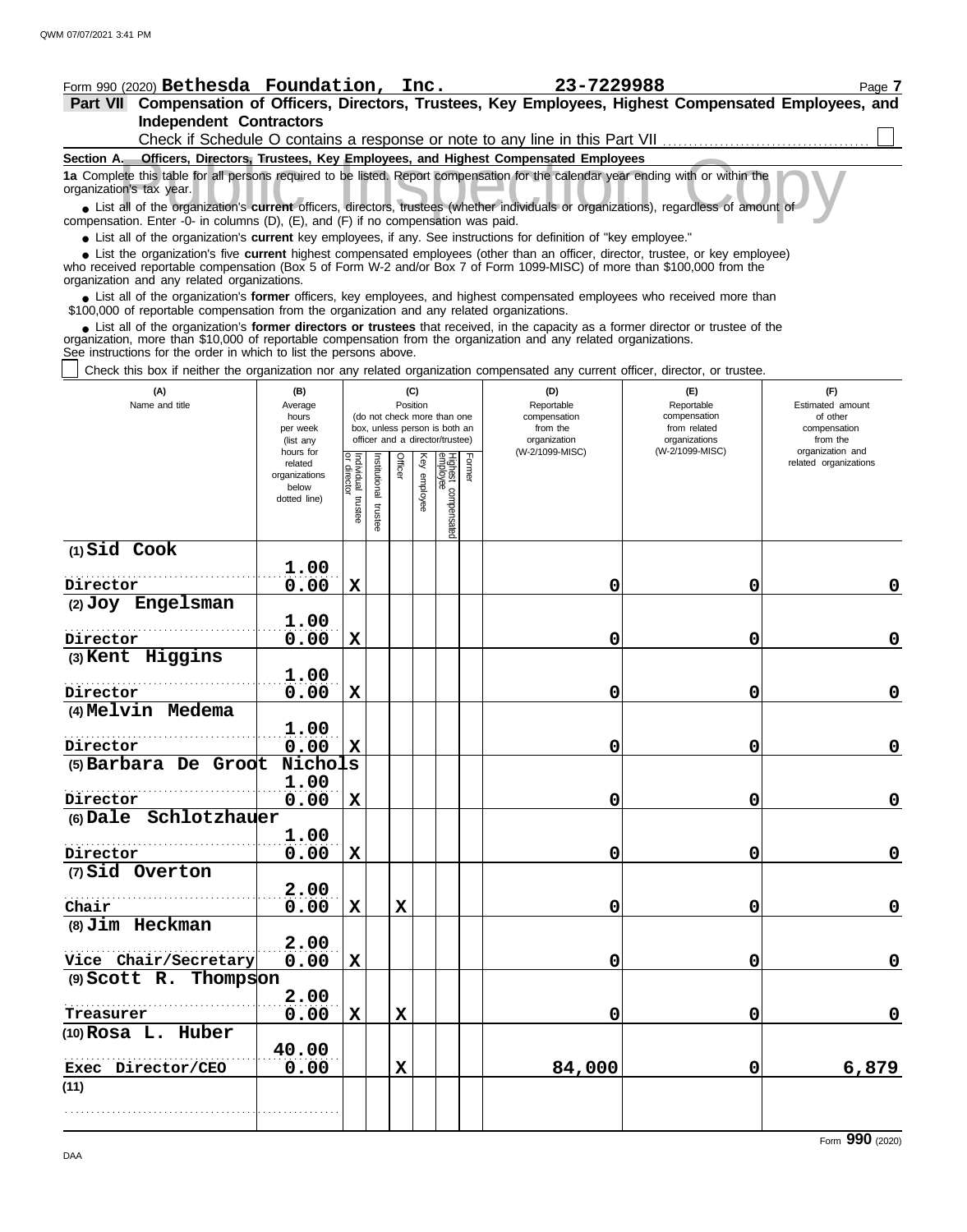Form 990 (2020) **Bethesda Foundation, Inc.** **23-7229988**

**Part VII Compensation of Officers, Directors, Trustees, Key Employees, Highest Compensated Employees, and Independent Contractors**

Check if Schedule O contains a response or note to any line in this Part VII ☐

**Section A. Officers, Directors, Trustees, Key Employees, and Highest Compensated Employees**

**1a** Complete this table for all persons required to be listed. Report compensation for the calendar year ending with or within the organization's tax year.

- List all of the organization's **current** officers, directors, trustees (whether individuals or organizations), regardless of amount of compensation. Enter -0- in columns (D), (E), and (F) if no compensation was paid.
- List all of the organization's **current** key employees, if any. See instructions for definition of "key employee."
- List the organization's five **current** highest compensated employees (other than an officer, director, trustee, or key employee) who received reportable compensation (Box 5 of Form W-2 and/or Box 7 of Form 1099-MISC) of more than $100,000 from the organization and any related organizations.
- List all of the organization's **former** officers, key employees, and highest compensated employees who received more than $100,000 of reportable compensation from the organization and any related organizations.
- List all of the organization's **former directors or trustees** that received, in the capacity as a former director or trustee of the organization, more than $10,000 of reportable compensation from the organization and any related organizations.

See instructions for the order in which to list the persons above.

☐ Check this box if neither the organization nor any related organization compensated any current officer, director, or trustee.

| (A) Name and title | (B) Average hours per week (list any hours for related organizations below dotted line) | (C) Position: Individual trustee or director | Institutional trustee | Officer | Key employee | Highest compensated employee | Former | (D) Reportable compensation from the organization (W-2/1099-MISC) | (E) Reportable compensation from related organizations (W-2/1099-MISC) | (F) Estimated amount of other compensation from the organization and related organizations |
|---|---|---|---|---|---|---|---|---|---|---|
| (1) Sid Cook<br>Director | 1.00<br>0.00 | X | | | | | | 0 | 0 | 0 |
| (2) Joy Engelsman<br>Director | 1.00<br>0.00 | X | | | | | | 0 | 0 | 0 |
| (3) Kent Higgins<br>Director | 1.00<br>0.00 | X | | | | | | 0 | 0 | 0 |
| (4) Melvin Medema<br>Director | 1.00<br>0.00 | X | | | | | | 0 | 0 | 0 |
| (5) Barbara De Groot Nichols<br>Director | 1.00<br>0.00 | X | | | | | | 0 | 0 | 0 |
| (6) Dale Schlotzhauer<br>Director | 1.00<br>0.00 | X | | | | | | 0 | 0 | 0 |
| (7) Sid Overton<br>Chair | 2.00<br>0.00 | X | | X | | | | 0 | 0 | 0 |
| (8) Jim Heckman<br>Vice Chair/Secretary | 2.00<br>0.00 | X | | | | | | 0 | 0 | 0 |
| (9) Scott R. Thompson<br>Treasurer | 2.00<br>0.00 | X | | X | | | | 0 | 0 | 0 |
| (10) Rosa L. Huber<br>Exec Director/CEO | 40.00<br>0.00 | | | X | | | | 84,000 | 0 | 6,879 |
| (11) | | | | | | | | | | |

Form **990** (2020)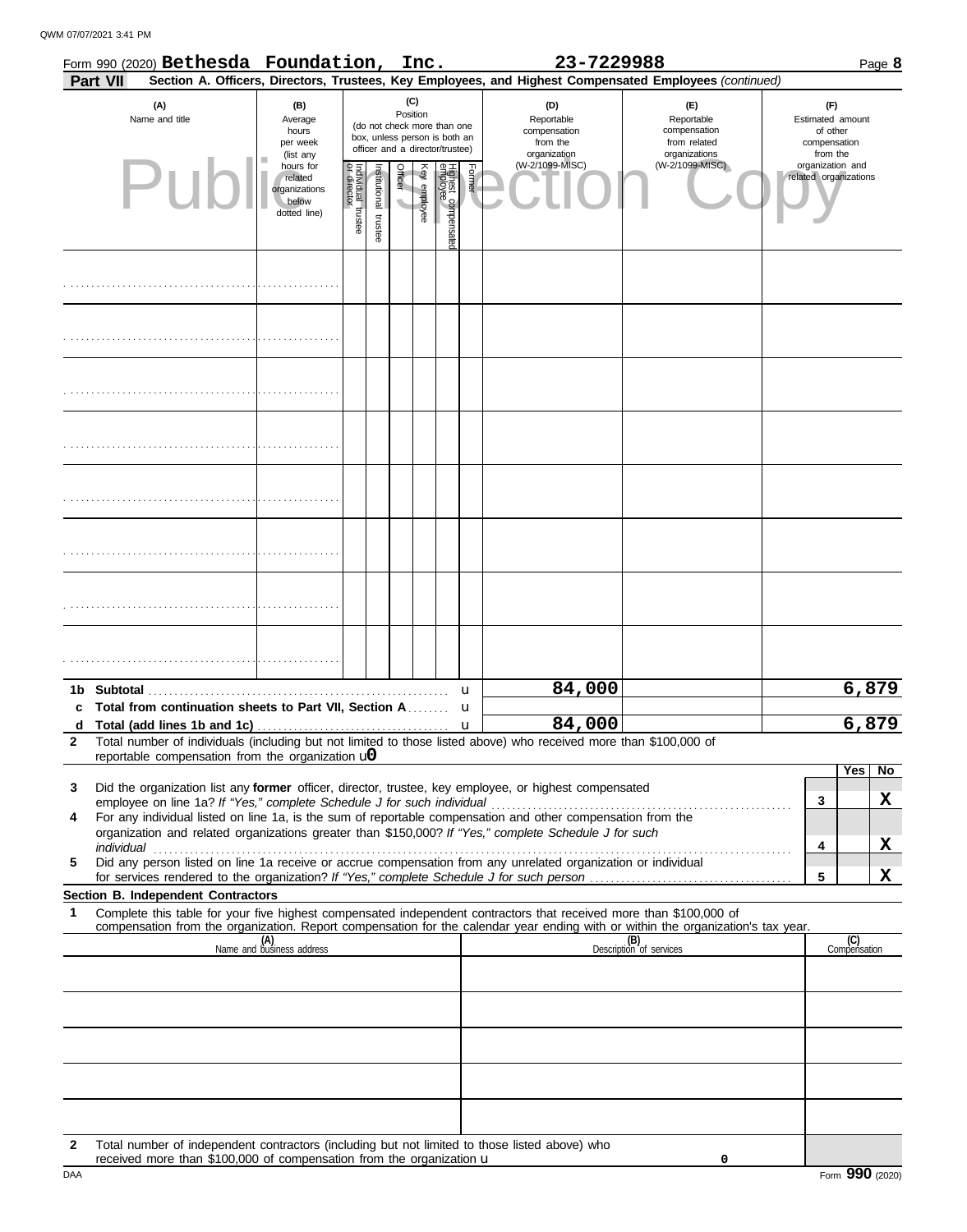Form 990 (2020) **Bethesda Foundation, Inc.** **23-7229988** Page **8**

**Part VII** **Section A. Officers, Directors, Trustees, Key Employees, and Highest Compensated Employees** *(continued)*

| (A) Name and title | (B) Average hours per week (list any hours for related organizations below dotted line) | (C) Position (do not check more than one box, unless person is both an officer and a director/trustee) | | | | | | (D) Reportable compensation from the organization (W-2/1099-MISC) | (E) Reportable compensation from related organizations (W-2/1099-MISC) | (F) Estimated amount of other compensation from the organization and related organizations |
|---|---|---|---|---|---|---|---|---|---|---|
| | | Individual trustee or director | Institutional trustee | Officer | Key employee | Highest compensated employee | Former | | | |
| | | | | | | | | | | |
| | | | | | | | | | | |
| | | | | | | | | | | |
| | | | | | | | | | | |
| | | | | | | | | | | |
| | | | | | | | | | | |
| | | | | | | | | | | |
| | | | | | | | | | | |
| **1b Subtotal** | | | | | | | | 84,000 | | 6,879 |
| **c Total from continuation sheets to Part VII, Section A** | | | | | | | | | | |
| **d Total (add lines 1b and 1c)** | | | | | | | | 84,000 | | 6,879 |

**2** Total number of individuals (including but not limited to those listed above) who received more than $100,000 of reportable compensation from the organization u **0**

| | | | Yes | No |
|---|---|---|---|---|
| **3** | Did the organization list any **former** officer, director, trustee, key employee, or highest compensated employee on line 1a? *If "Yes," complete Schedule J for such individual* | 3 | | X |
| **4** | For any individual listed on line 1a, is the sum of reportable compensation and other compensation from the organization and related organizations greater than $150,000? *If "Yes," complete Schedule J for such individual* | 4 | | X |
| **5** | Did any person listed on line 1a receive or accrue compensation from any unrelated organization or individual for services rendered to the organization? *If "Yes," complete Schedule J for such person* | 5 | | X |

**Section B. Independent Contractors**

**1** Complete this table for your five highest compensated independent contractors that received more than $100,000 of compensation from the organization. Report compensation for the calendar year ending with or within the organization's tax year.

| (A) Name and business address | (B) Description of services | (C) Compensation |
|---|---|---|
| | | |
| | | |
| | | |
| | | |
| | | |

**2** Total number of independent contractors (including but not limited to those listed above) who received more than $100,000 of compensation from the organization u **0**

Form **990** (2020)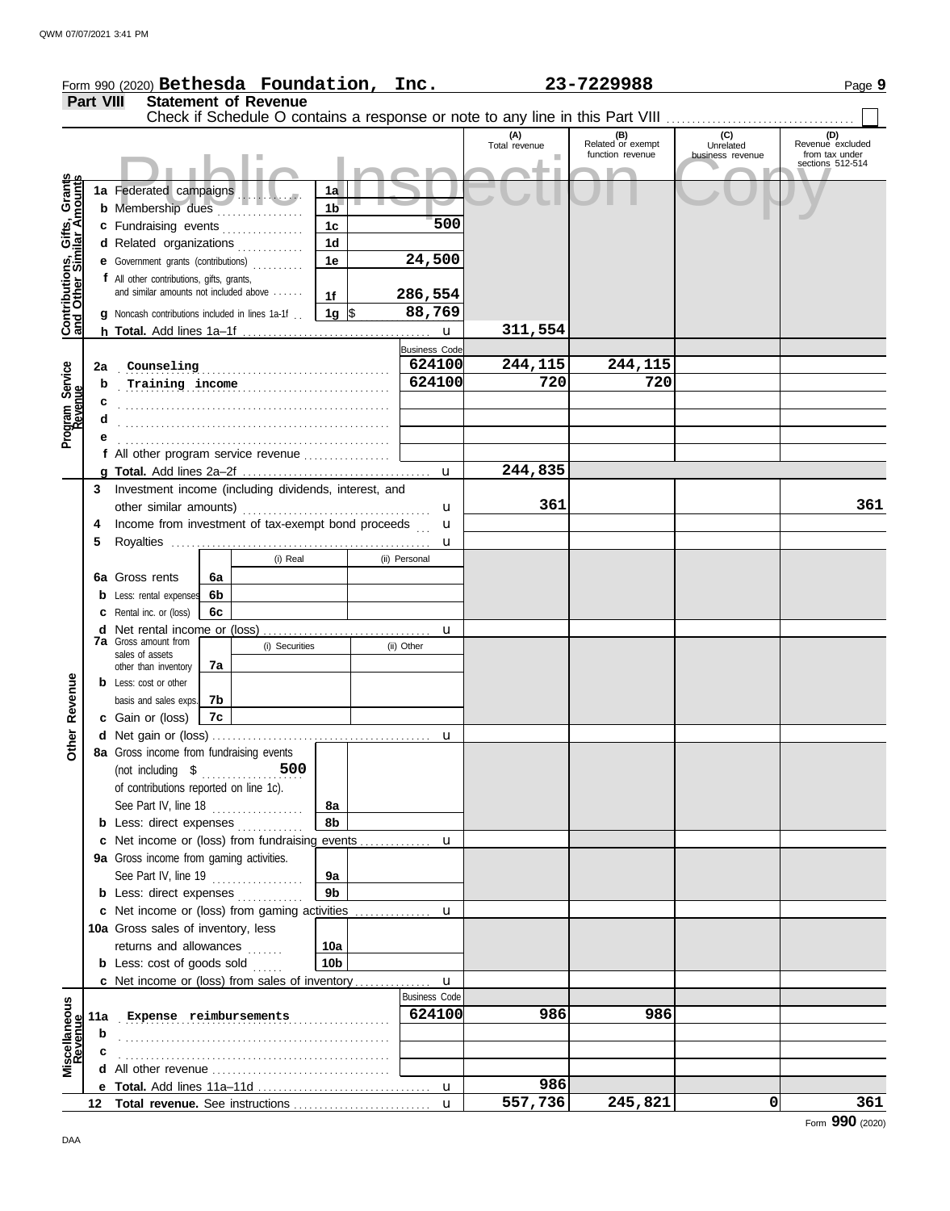QWM 07/07/2021 3:41 PM

Form 990 (2020) **Bethesda Foundation, Inc.** **23-7229988**

## Part VIII Statement of Revenue

Check if Schedule O contains a response or note to any line in this Part VIII ☐

Public Inspection Copy

| | | | | (A) Total revenue | (B) Related or exempt function revenue | (C) Unrelated business revenue | (D) Revenue excluded from tax under sections 512-514 |
|---|---|---|---|---|---|---|---|
| **Contributions, Gifts, Grants and Other Similar Amounts** | 1a Federated campaigns | 1a | | | | | |
| | b Membership dues | 1b | | | | | |
| | c Fundraising events | 1c | 500 | | | | |
| | d Related organizations | 1d | | | | | |
| | e Government grants (contributions) | 1e | 24,500 | | | | |
| | f All other contributions, gifts, grants, and similar amounts not included above | 1f | 286,554 | | | | |
| | g Noncash contributions included in lines 1a-1f | 1g | $ 88,769 | | | | |
| | h **Total.** Add lines 1a–1f | | u | 311,554 | | | |
| **Program Service Revenue** | | | Business Code | | | | |
| | 2a Counseling | | 624100 | 244,115 | 244,115 | | |
| | b Training income | | 624100 | 720 | 720 | | |
| | c | | | | | | |
| | d | | | | | | |
| | e | | | | | | |
| | f All other program service revenue | | | | | | |
| | g **Total.** Add lines 2a–2f | | u | 244,835 | | | |
| **Other Revenue** | 3 Investment income (including dividends, interest, and other similar amounts) | | u | 361 | | | 361 |
| | 4 Income from investment of tax-exempt bond proceeds | | u | | | | |
| | 5 Royalties | | u | | | | |
| | | (i) Real | (ii) Personal | | | | |
| | 6a Gross rents 6a | | | | | | |
| | b Less: rental expenses 6b | | | | | | |
| | c Rental inc. or (loss) 6c | | | | | | |
| | d Net rental income or (loss) | | u | | | | |
| | 7a Gross amount from sales of assets other than inventory 7a | (i) Securities | (ii) Other | | | | |
| | b Less: cost or other basis and sales exps. 7b | | | | | | |
| | c Gain or (loss) 7c | | | | | | |
| | d Net gain or (loss) | | u | | | | |
| | 8a Gross income from fundraising events (not including $ 500 of contributions reported on line 1c). See Part IV, line 18 | 8a | | | | | |
| | b Less: direct expenses | 8b | | | | | |
| | c Net income or (loss) from fundraising events | | u | | | | |
| | 9a Gross income from gaming activities. See Part IV, line 19 | 9a | | | | | |
| | b Less: direct expenses | 9b | | | | | |
| | c Net income or (loss) from gaming activities | | u | | | | |
| | 10a Gross sales of inventory, less returns and allowances | 10a | | | | | |
| | b Less: cost of goods sold | 10b | | | | | |
| | c Net income or (loss) from sales of inventory | | u | | | | |
| **Miscellaneous Revenue** | | | Business Code | | | | |
| | 11a Expense reimbursements | | 624100 | 986 | 986 | | |
| | b | | | | | | |
| | c | | | | | | |
| | d All other revenue | | | | | | |
| | e **Total.** Add lines 11a–11d | | u | 986 | | | |
| | 12 **Total revenue.** See instructions | | u | 557,736 | 245,821 | 0 | 361 |

DAA

Form **990** (2020)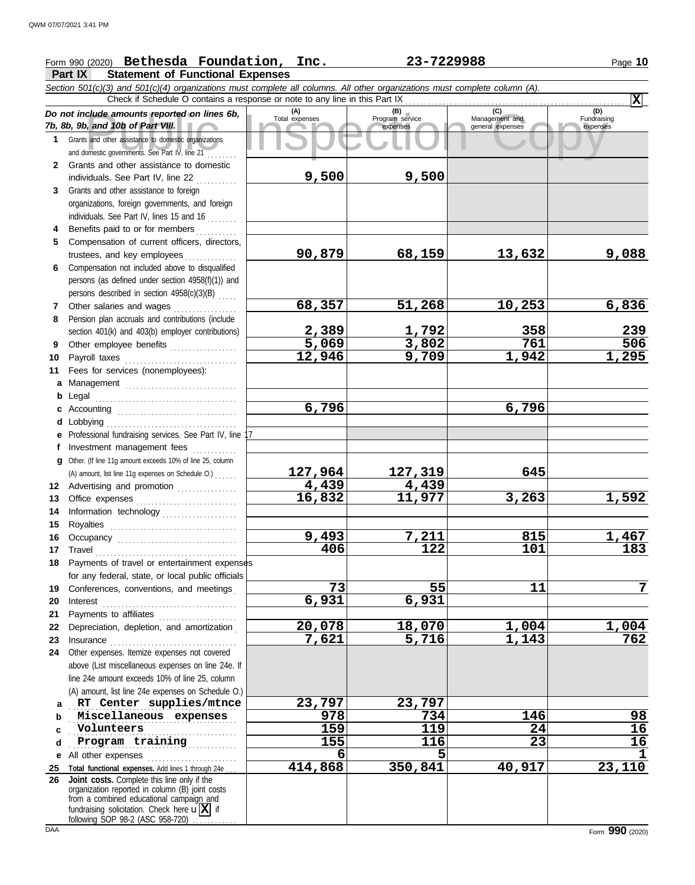Form 990 (2020) **Bethesda Foundation, Inc.** **23-7229988**

## Part IX Statement of Functional Expenses

*Section 501(c)(3) and 501(c)(4) organizations must complete all columns. All other organizations must complete column (A).*

Check if Schedule O contains a response or note to any line in this Part IX . . . . . . . . . . **X**

| *Do not include amounts reported on lines 6b, 7b, 8b, 9b, and 10b of Part VIII.* | (A) Total expenses | (B) Program service expenses | (C) Management and general expenses | (D) Fundraising expenses |
|---|---|---|---|---|
| **1** Grants and other assistance to domestic organizations and domestic governments. See Part IV, line 21 | | | | |
| **2** Grants and other assistance to domestic individuals. See Part IV, line 22 | 9,500 | 9,500 | | |
| **3** Grants and other assistance to foreign organizations, foreign governments, and foreign individuals. See Part IV, lines 15 and 16 | | | | |
| **4** Benefits paid to or for members | | | | |
| **5** Compensation of current officers, directors, trustees, and key employees | 90,879 | 68,159 | 13,632 | 9,088 |
| **6** Compensation not included above to disqualified persons (as defined under section 4958(f)(1)) and persons described in section 4958(c)(3)(B) | | | | |
| **7** Other salaries and wages | 68,357 | 51,268 | 10,253 | 6,836 |
| **8** Pension plan accruals and contributions (include section 401(k) and 403(b) employer contributions) | 2,389 | 1,792 | 358 | 239 |
| **9** Other employee benefits | 5,069 | 3,802 | 761 | 506 |
| **10** Payroll taxes | 12,946 | 9,709 | 1,942 | 1,295 |
| **11** Fees for services (nonemployees): | | | | |
| **a** Management | | | | |
| **b** Legal | | | | |
| **c** Accounting | 6,796 | | 6,796 | |
| **d** Lobbying | | | | |
| **e** Professional fundraising services. See Part IV, line 17 | | | | |
| **f** Investment management fees | | | | |
| **g** Other. (If line 11g amount exceeds 10% of line 25, column (A) amount, list line 11g expenses on Schedule O.) | 127,964 | 127,319 | 645 | |
| **12** Advertising and promotion | 4,439 | 4,439 | | |
| **13** Office expenses | 16,832 | 11,977 | 3,263 | 1,592 |
| **14** Information technology | | | | |
| **15** Royalties | | | | |
| **16** Occupancy | 9,493 | 7,211 | 815 | 1,467 |
| **17** Travel | 406 | 122 | 101 | 183 |
| **18** Payments of travel or entertainment expenses for any federal, state, or local public officials | | | | |
| **19** Conferences, conventions, and meetings | 73 | 55 | 11 | 7 |
| **20** Interest | 6,931 | 6,931 | | |
| **21** Payments to affiliates | | | | |
| **22** Depreciation, depletion, and amortization | 20,078 | 18,070 | 1,004 | 1,004 |
| **23** Insurance | 7,621 | 5,716 | 1,143 | 762 |
| **24** Other expenses. Itemize expenses not covered above (List miscellaneous expenses on line 24e. If line 24e amount exceeds 10% of line 25, column (A) amount, list line 24e expenses on Schedule O.) | | | | |
| **a** RT Center supplies/mtnce | 23,797 | 23,797 | | |
| **b** Miscellaneous expenses | 978 | 734 | 146 | 98 |
| **c** Volunteers | 159 | 119 | 24 | 16 |
| **d** Program training | 155 | 116 | 23 | 16 |
| **e** All other expenses | 6 | 5 | | 1 |
| **25 Total functional expenses.** Add lines 1 through 24e | 414,868 | 350,841 | 40,917 | 23,110 |
| **26 Joint costs.** Complete this line only if the organization reported in column (B) joint costs from a combined educational campaign and fundraising solicitation. Check here **X** if following SOP 98-2 (ASC 958-720) | | | | |

Form **990** (2020)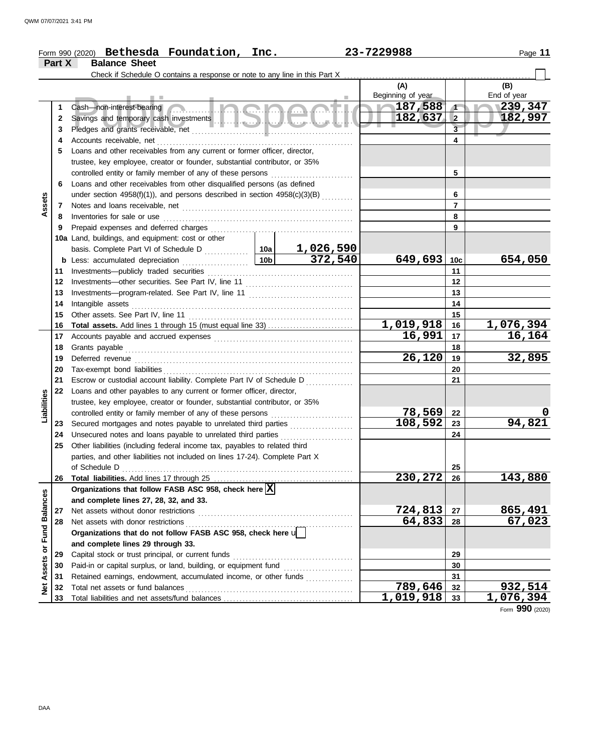Form 990 (2020) **Bethesda Foundation, Inc.** **23-7229988**

**Part X** **Balance Sheet**

Check if Schedule O contains a response or note to any line in this Part X ☐

Public Inspection Copy

| | | | | (A) Beginning of year | | (B) End of year |
|---|---|---|---|---|---|---|
| **Assets** | 1 | Cash—non-interest-bearing | | 187,588 | 1 | 239,347 |
| | 2 | Savings and temporary cash investments | | 182,637 | 2 | 182,997 |
| | 3 | Pledges and grants receivable, net | | | 3 | |
| | 4 | Accounts receivable, net | | | 4 | |
| | 5 | Loans and other receivables from any current or former officer, director, trustee, key employee, creator or founder, substantial contributor, or 35% controlled entity or family member of any of these persons | | | 5 | |
| | 6 | Loans and other receivables from other disqualified persons (as defined under section 4958(f)(1)), and persons described in section 4958(c)(3)(B) | | | 6 | |
| | 7 | Notes and loans receivable, net | | | 7 | |
| | 8 | Inventories for sale or use | | | 8 | |
| | 9 | Prepaid expenses and deferred charges | | | 9 | |
| | 10a | Land, buildings, and equipment: cost or other basis. Complete Part VI of Schedule D | 10a 1,026,590 | | | |
| | b | Less: accumulated depreciation | 10b 372,540 | 649,693 | 10c | 654,050 |
| | 11 | Investments—publicly traded securities | | | 11 | |
| | 12 | Investments—other securities. See Part IV, line 11 | | | 12 | |
| | 13 | Investments—program-related. See Part IV, line 11 | | | 13 | |
| | 14 | Intangible assets | | | 14 | |
| | 15 | Other assets. See Part IV, line 11 | | | 15 | |
| | 16 | **Total assets.** Add lines 1 through 15 (must equal line 33) | | 1,019,918 | 16 | 1,076,394 |
| **Liabilities** | 17 | Accounts payable and accrued expenses | | 16,991 | 17 | 16,164 |
| | 18 | Grants payable | | | 18 | |
| | 19 | Deferred revenue | | 26,120 | 19 | 32,895 |
| | 20 | Tax-exempt bond liabilities | | | 20 | |
| | 21 | Escrow or custodial account liability. Complete Part IV of Schedule D | | | 21 | |
| | 22 | Loans and other payables to any current or former officer, director, trustee, key employee, creator or founder, substantial contributor, or 35% controlled entity or family member of any of these persons | | 78,569 | 22 | 0 |
| | 23 | Secured mortgages and notes payable to unrelated third parties | | 108,592 | 23 | 94,821 |
| | 24 | Unsecured notes and loans payable to unrelated third parties | | | 24 | |
| | 25 | Other liabilities (including federal income tax, payables to related third parties, and other liabilities not included on lines 17-24). Complete Part X of Schedule D | | | 25 | |
| | 26 | **Total liabilities.** Add lines 17 through 25 | | 230,272 | 26 | 143,880 |
| **Net Assets or Fund Balances** | | **Organizations that follow FASB ASC 958, check here** ☒ **and complete lines 27, 28, 32, and 33.** | | | | |
| | 27 | Net assets without donor restrictions | | 724,813 | 27 | 865,491 |
| | 28 | Net assets with donor restrictions | | 64,833 | 28 | 67,023 |
| | | **Organizations that do not follow FASB ASC 958, check here** ☐ **and complete lines 29 through 33.** | | | | |
| | 29 | Capital stock or trust principal, or current funds | | | 29 | |
| | 30 | Paid-in or capital surplus, or land, building, or equipment fund | | | 30 | |
| | 31 | Retained earnings, endowment, accumulated income, or other funds | | | 31 | |
| | 32 | Total net assets or fund balances | | 789,646 | 32 | 932,514 |
| | 33 | Total liabilities and net assets/fund balances | | 1,019,918 | 33 | 1,076,394 |

Form **990** (2020)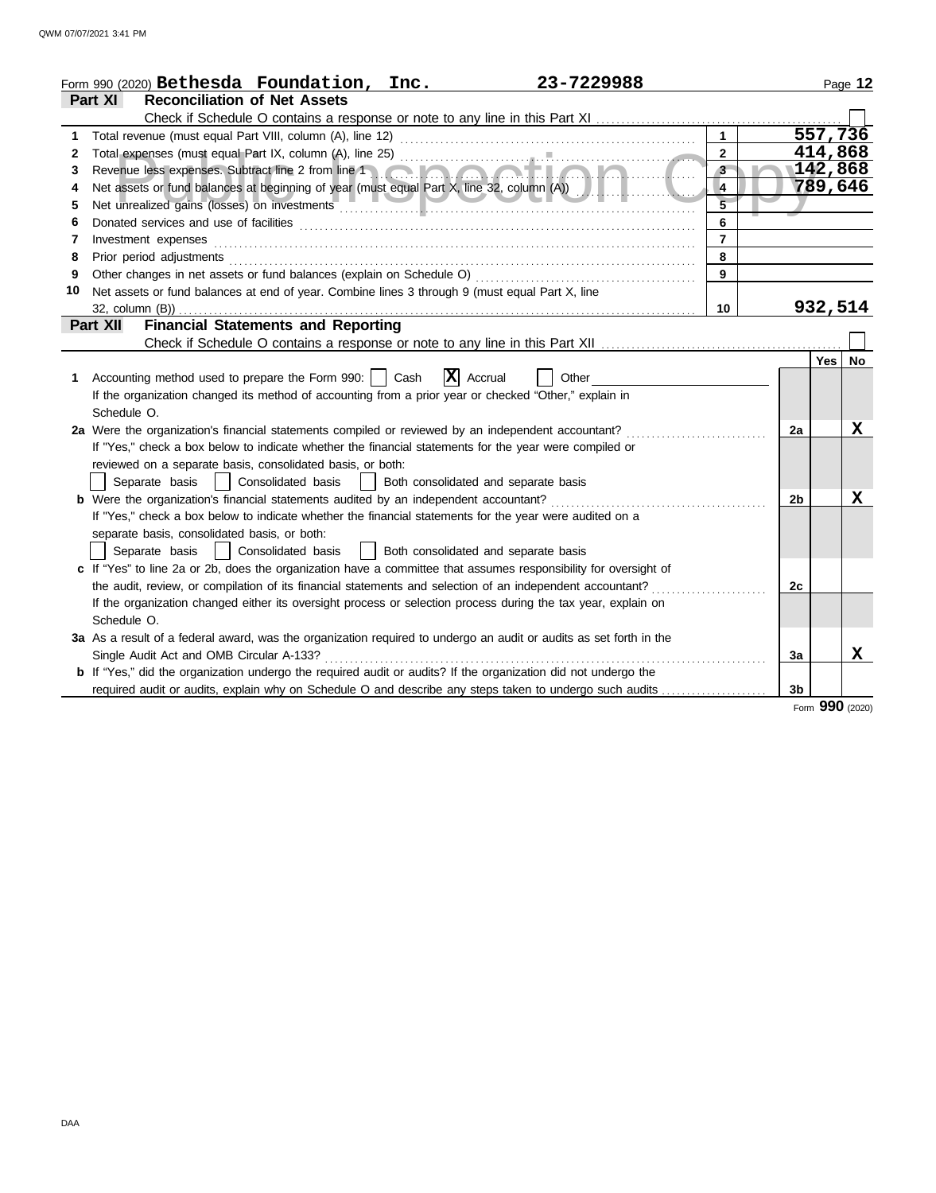Form 990 (2020) **Bethesda Foundation, Inc.** **23-7229988**

## Part XI Reconciliation of Net Assets

Check if Schedule O contains a response or note to any line in this Part XI ☐

| | | | |
|---|---|---|---|
| 1 | Total revenue (must equal Part VIII, column (A), line 12) | 1 | 557,736 |
| 2 | Total expenses (must equal Part IX, column (A), line 25) | 2 | 414,868 |
| 3 | Revenue less expenses. Subtract line 2 from line 1 | 3 | 142,868 |
| 4 | Net assets or fund balances at beginning of year (must equal Part X, line 32, column (A)) | 4 | 789,646 |
| 5 | Net unrealized gains (losses) on investments | 5 | |
| 6 | Donated services and use of facilities | 6 | |
| 7 | Investment expenses | 7 | |
| 8 | Prior period adjustments | 8 | |
| 9 | Other changes in net assets or fund balances (explain on Schedule O) | 9 | |
| 10 | Net assets or fund balances at end of year. Combine lines 3 through 9 (must equal Part X, line 32, column (B)) | 10 | 932,514 |

## Part XII Financial Statements and Reporting

Check if Schedule O contains a response or note to any line in this Part XII ☐

| | | | Yes | No |
|---|---|---|---|---|
| 1 | Accounting method used to prepare the Form 990: ☐ Cash ☒ Accrual ☐ Other<br>If the organization changed its method of accounting from a prior year or checked "Other," explain in Schedule O. | | | |
| 2a | Were the organization's financial statements compiled or reviewed by an independent accountant?<br>If "Yes," check a box below to indicate whether the financial statements for the year were compiled or reviewed on a separate basis, consolidated basis, or both:<br>☐ Separate basis ☐ Consolidated basis ☐ Both consolidated and separate basis | 2a | | X |
| b | Were the organization's financial statements audited by an independent accountant?<br>If "Yes," check a box below to indicate whether the financial statements for the year were audited on a separate basis, consolidated basis, or both:<br>☐ Separate basis ☐ Consolidated basis ☐ Both consolidated and separate basis | 2b | | X |
| c | If "Yes" to line 2a or 2b, does the organization have a committee that assumes responsibility for oversight of the audit, review, or compilation of its financial statements and selection of an independent accountant?<br>If the organization changed either its oversight process or selection process during the tax year, explain on Schedule O. | 2c | | |
| 3a | As a result of a federal award, was the organization required to undergo an audit or audits as set forth in the Single Audit Act and OMB Circular A-133? | 3a | | X |
| b | If "Yes," did the organization undergo the required audit or audits? If the organization did not undergo the required audit or audits, explain why on Schedule O and describe any steps taken to undergo such audits | 3b | | |

Form **990** (2020)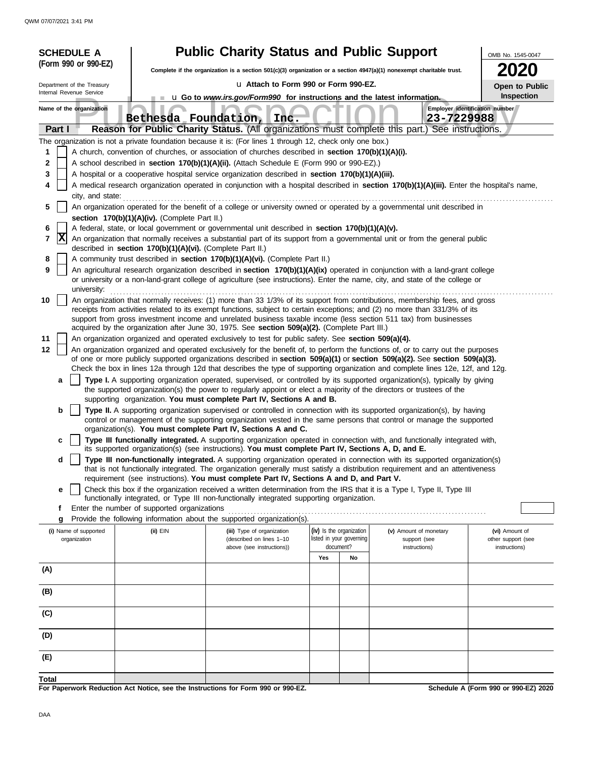**SCHEDULE A (Form 990 or 990-EZ)**

Department of the Treasury
Internal Revenue Service

# Public Charity Status and Public Support

**Complete if the organization is a section 501(c)(3) organization or a section 4947(a)(1) nonexempt charitable trust.**

u **Attach to Form 990 or Form 990-EZ.**

u **Go to *www.irs.gov/Form990* for instructions and the latest information.**

OMB No. 1545-0047

**2020**

**Open to Public Inspection**

Name of the organization: **Bethesda Foundation, Inc.**

Employer identification number: **23-7229988**

**Part I — Reason for Public Charity Status.** (All organizations must complete this part.) See instructions.

The organization is not a private foundation because it is: (For lines 1 through 12, check only one box.)

1. [ ] A church, convention of churches, or association of churches described in **section 170(b)(1)(A)(i).**
2. [ ] A school described in **section 170(b)(1)(A)(ii).** (Attach Schedule E (Form 990 or 990-EZ).)
3. [ ] A hospital or a cooperative hospital service organization described in **section 170(b)(1)(A)(iii).**
4. [ ] A medical research organization operated in conjunction with a hospital described in **section 170(b)(1)(A)(iii).** Enter the hospital's name, city, and state:
5. [ ] An organization operated for the benefit of a college or university owned or operated by a governmental unit described in **section 170(b)(1)(A)(iv).** (Complete Part II.)
6. [ ] A federal, state, or local government or governmental unit described in **section 170(b)(1)(A)(v).**
7. [X] An organization that normally receives a substantial part of its support from a governmental unit or from the general public described in **section 170(b)(1)(A)(vi).** (Complete Part II.)
8. [ ] A community trust described in **section 170(b)(1)(A)(vi).** (Complete Part II.)
9. [ ] An agricultural research organization described in **section 170(b)(1)(A)(ix)** operated in conjunction with a land-grant college or university or a non-land-grant college of agriculture (see instructions). Enter the name, city, and state of the college or university:
10. [ ] An organization that normally receives: (1) more than 33 1/3% of its support from contributions, membership fees, and gross receipts from activities related to its exempt functions, subject to certain exceptions; and (2) no more than 331/3% of its support from gross investment income and unrelated business taxable income (less section 511 tax) from businesses acquired by the organization after June 30, 1975. See **section 509(a)(2).** (Complete Part III.)
11. [ ] An organization organized and operated exclusively to test for public safety. See **section 509(a)(4).**
12. [ ] An organization organized and operated exclusively for the benefit of, to perform the functions of, or to carry out the purposes of one or more publicly supported organizations described in **section 509(a)(1)** or **section 509(a)(2).** See **section 509(a)(3).** Check the box in lines 12a through 12d that describes the type of supporting organization and complete lines 12e, 12f, and 12g.
   - **a** [ ] **Type I.** A supporting organization operated, supervised, or controlled by its supported organization(s), typically by giving the supported organization(s) the power to regularly appoint or elect a majority of the directors or trustees of the supporting organization. **You must complete Part IV, Sections A and B.**
   - **b** [ ] **Type II.** A supporting organization supervised or controlled in connection with its supported organization(s), by having control or management of the supporting organization vested in the same persons that control or manage the supported organization(s). **You must complete Part IV, Sections A and C.**
   - **c** [ ] **Type III functionally integrated.** A supporting organization operated in connection with, and functionally integrated with, its supported organization(s) (see instructions). **You must complete Part IV, Sections A, D, and E.**
   - **d** [ ] **Type III non-functionally integrated.** A supporting organization operated in connection with its supported organization(s) that is not functionally integrated. The organization generally must satisfy a distribution requirement and an attentiveness requirement (see instructions). **You must complete Part IV, Sections A and D, and Part V.**
   - **e** [ ] Check this box if the organization received a written determination from the IRS that it is a Type I, Type II, Type III functionally integrated, or Type III non-functionally integrated supporting organization.
   - **f** Enter the number of supported organizations
   - **g** Provide the following information about the supported organization(s).

| (i) Name of supported organization | (ii) EIN | (iii) Type of organization (described on lines 1–10 above (see instructions)) | (iv) Is the organization listed in your governing document? Yes | No | (v) Amount of monetary support (see instructions) | (vi) Amount of other support (see instructions) |
|---|---|---|---|---|---|---|
| (A) | | | | | | |
| (B) | | | | | | |
| (C) | | | | | | |
| (D) | | | | | | |
| (E) | | | | | | |
| **Total** | | | | | | |

**For Paperwork Reduction Act Notice, see the Instructions for Form 990 or 990-EZ.**

**Schedule A (Form 990 or 990-EZ) 2020**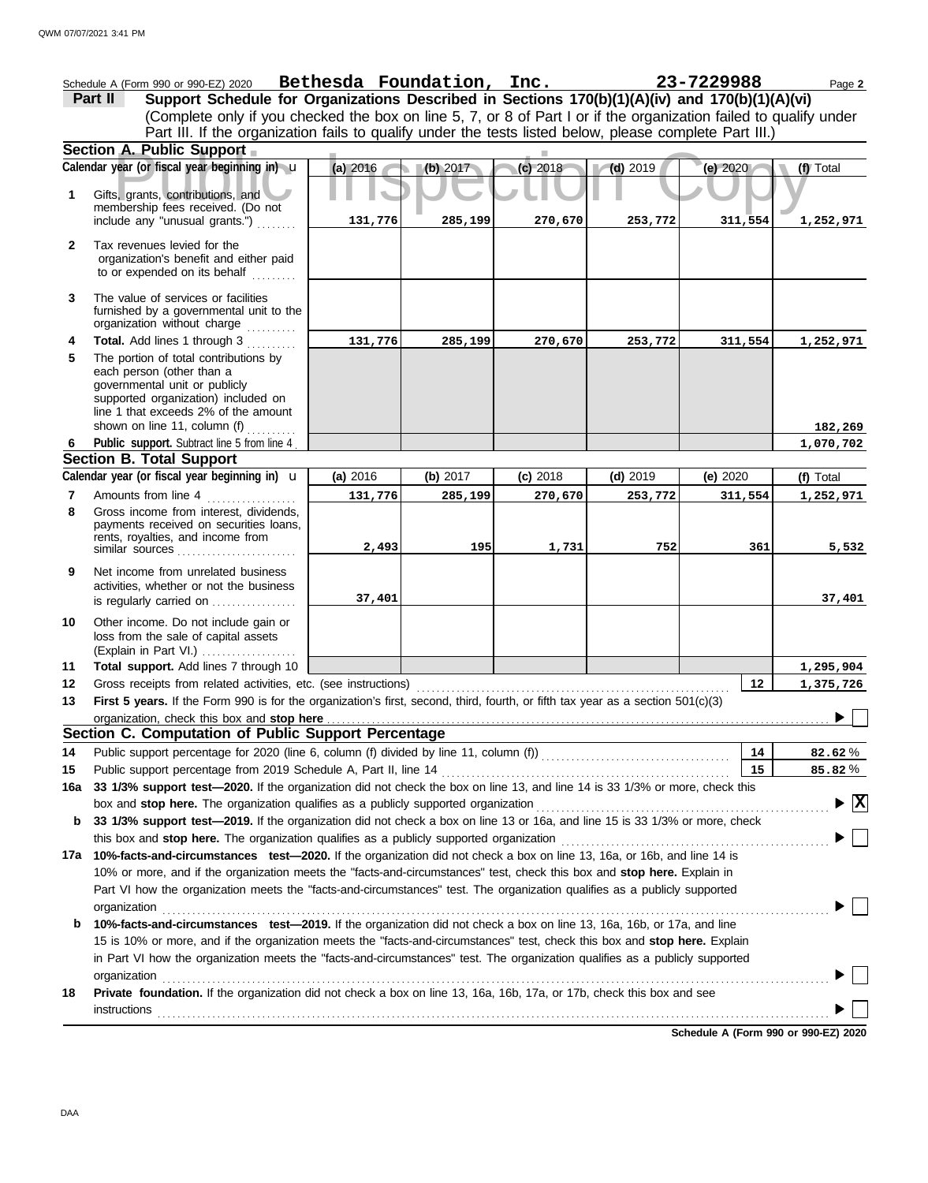QWM 07/07/2021 3:41 PM

Schedule A (Form 990 or 990-EZ) 2020 **Bethesda Foundation, Inc.** **23-7229988** Page **2**

**Part II** **Support Schedule for Organizations Described in Sections 170(b)(1)(A)(iv) and 170(b)(1)(A)(vi)**

(Complete only if you checked the box on line 5, 7, or 8 of Part I or if the organization failed to qualify under Part III. If the organization fails to qualify under the tests listed below, please complete Part III.)

**Section A. Public Support**

| | Calendar year (or fiscal year beginning in) | (a) 2016 | (b) 2017 | (c) 2018 | (d) 2019 | (e) 2020 | (f) Total |
|---|---|---|---|---|---|---|---|
| 1 | Gifts, grants, contributions, and membership fees received. (Do not include any "unusual grants.") | 131,776 | 285,199 | 270,670 | 253,772 | 311,554 | 1,252,971 |
| 2 | Tax revenues levied for the organization's benefit and either paid to or expended on its behalf | | | | | | |
| 3 | The value of services or facilities furnished by a governmental unit to the organization without charge | | | | | | |
| 4 | **Total.** Add lines 1 through 3 | 131,776 | 285,199 | 270,670 | 253,772 | 311,554 | 1,252,971 |
| 5 | The portion of total contributions by each person (other than a governmental unit or publicly supported organization) included on line 1 that exceeds 2% of the amount shown on line 11, column (f) | | | | | | 182,269 |
| 6 | **Public support.** Subtract line 5 from line 4 | | | | | | 1,070,702 |

**Section B. Total Support**

| | Calendar year (or fiscal year beginning in) | (a) 2016 | (b) 2017 | (c) 2018 | (d) 2019 | (e) 2020 | (f) Total |
|---|---|---|---|---|---|---|---|
| 7 | Amounts from line 4 | 131,776 | 285,199 | 270,670 | 253,772 | 311,554 | 1,252,971 |
| 8 | Gross income from interest, dividends, payments received on securities loans, rents, royalties, and income from similar sources | 2,493 | 195 | 1,731 | 752 | 361 | 5,532 |
| 9 | Net income from unrelated business activities, whether or not the business is regularly carried on | 37,401 | | | | | 37,401 |
| 10 | Other income. Do not include gain or loss from the sale of capital assets (Explain in Part VI.) | | | | | | |
| 11 | **Total support.** Add lines 7 through 10 | | | | | | 1,295,904 |
| 12 | Gross receipts from related activities, etc. (see instructions) | | | | | 12 | 1,375,726 |

**13** **First 5 years.** If the Form 990 is for the organization's first, second, third, fourth, or fifth tax year as a section 501(c)(3) organization, check this box and **stop here** ☐

**Section C. Computation of Public Support Percentage**

| | | | |
|---|---|---|---|
| 14 | Public support percentage for 2020 (line 6, column (f) divided by line 11, column (f)) | 14 | 82.62 % |
| 15 | Public support percentage from 2019 Schedule A, Part II, line 14 | 15 | 85.82 % |

**16a** **33 1/3% support test—2020.** If the organization did not check the box on line 13, and line 14 is 33 1/3% or more, check this box and **stop here.** The organization qualifies as a publicly supported organization ☒

**b** **33 1/3% support test—2019.** If the organization did not check a box on line 13 or 16a, and line 15 is 33 1/3% or more, check this box and **stop here.** The organization qualifies as a publicly supported organization ☐

**17a** **10%-facts-and-circumstances test—2020.** If the organization did not check a box on line 13, 16a, or 16b, and line 14 is 10% or more, and if the organization meets the "facts-and-circumstances" test, check this box and **stop here.** Explain in Part VI how the organization meets the "facts-and-circumstances" test. The organization qualifies as a publicly supported organization ☐

**b** **10%-facts-and-circumstances test—2019.** If the organization did not check a box on line 13, 16a, 16b, or 17a, and line 15 is 10% or more, and if the organization meets the "facts-and-circumstances" test, check this box and **stop here.** Explain in Part VI how the organization meets the "facts-and-circumstances" test. The organization qualifies as a publicly supported organization ☐

**18** **Private foundation.** If the organization did not check a box on line 13, 16a, 16b, 17a, or 17b, check this box and see instructions ☐

**Schedule A (Form 990 or 990-EZ) 2020**

DAA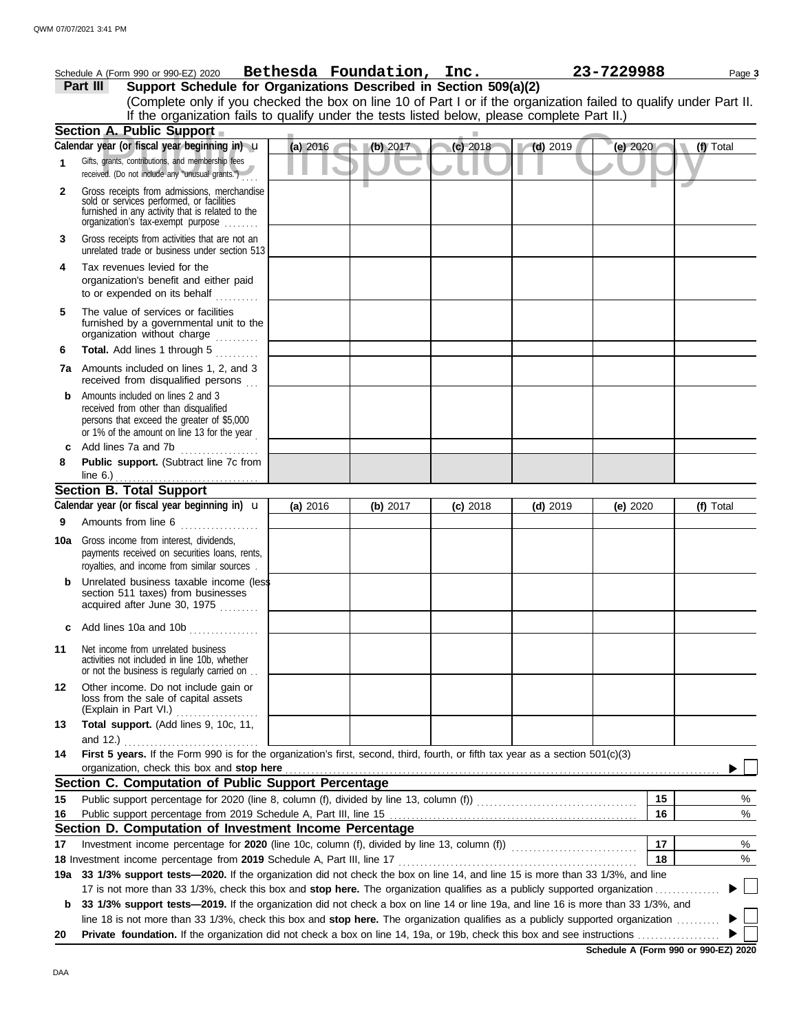Schedule A (Form 990 or 990-EZ) 2020 **Bethesda Foundation, Inc.** **23-7229988** Page **3**

## Part III Support Schedule for Organizations Described in Section 509(a)(2)

(Complete only if you checked the box on line 10 of Part I or if the organization failed to qualify under Part II. If the organization fails to qualify under the tests listed below, please complete Part II.)

### Section A. Public Support

| Calendar year (or fiscal year beginning in) | (a) 2016 | (b) 2017 | (c) 2018 | (d) 2019 | (e) 2020 | (f) Total |
|---|---|---|---|---|---|---|
| **1** Gifts, grants, contributions, and membership fees received. (Do not include any "unusual grants.") | | | | | | |
| **2** Gross receipts from admissions, merchandise sold or services performed, or facilities furnished in any activity that is related to the organization's tax-exempt purpose | | | | | | |
| **3** Gross receipts from activities that are not an unrelated trade or business under section 513 | | | | | | |
| **4** Tax revenues levied for the organization's benefit and either paid to or expended on its behalf | | | | | | |
| **5** The value of services or facilities furnished by a governmental unit to the organization without charge | | | | | | |
| **6** **Total.** Add lines 1 through 5 | | | | | | |
| **7a** Amounts included on lines 1, 2, and 3 received from disqualified persons | | | | | | |
| **b** Amounts included on lines 2 and 3 received from other than disqualified persons that exceed the greater of $5,000 or 1% of the amount on line 13 for the year | | | | | | |
| **c** Add lines 7a and 7b | | | | | | |
| **8** **Public support.** (Subtract line 7c from line 6.) | | | | | | |

### Section B. Total Support

| Calendar year (or fiscal year beginning in) | (a) 2016 | (b) 2017 | (c) 2018 | (d) 2019 | (e) 2020 | (f) Total |
|---|---|---|---|---|---|---|
| **9** Amounts from line 6 | | | | | | |
| **10a** Gross income from interest, dividends, payments received on securities loans, rents, royalties, and income from similar sources | | | | | | |
| **b** Unrelated business taxable income (less section 511 taxes) from businesses acquired after June 30, 1975 | | | | | | |
| **c** Add lines 10a and 10b | | | | | | |
| **11** Net income from unrelated business activities not included in line 10b, whether or not the business is regularly carried on | | | | | | |
| **12** Other income. Do not include gain or loss from the sale of capital assets (Explain in Part VI.) | | | | | | |
| **13** **Total support.** (Add lines 9, 10c, 11, and 12.) | | | | | | |

**14** **First 5 years.** If the Form 990 is for the organization's first, second, third, fourth, or fifth tax year as a section 501(c)(3) organization, check this box and **stop here** ☐

### Section C. Computation of Public Support Percentage

| | | | |
|---|---|---|---|
| **15** | Public support percentage for 2020 (line 8, column (f), divided by line 13, column (f)) | 15 | % |
| **16** | Public support percentage from 2019 Schedule A, Part III, line 15 | 16 | % |

### Section D. Computation of Investment Income Percentage

| | | | |
|---|---|---|---|
| **17** | Investment income percentage for **2020** (line 10c, column (f), divided by line 13, column (f)) | 17 | % |
| **18** | Investment income percentage from **2019** Schedule A, Part III, line 17 | 18 | % |

**19a** **33 1/3% support tests—2020.** If the organization did not check the box on line 14, and line 15 is more than 33 1/3%, and line 17 is not more than 33 1/3%, check this box and **stop here.** The organization qualifies as a publicly supported organization ☐

**b** **33 1/3% support tests—2019.** If the organization did not check a box on line 14 or line 19a, and line 16 is more than 33 1/3%, and line 18 is not more than 33 1/3%, check this box and **stop here.** The organization qualifies as a publicly supported organization ☐

**20** **Private foundation.** If the organization did not check a box on line 14, 19a, or 19b, check this box and see instructions ☐

**Schedule A (Form 990 or 990-EZ) 2020**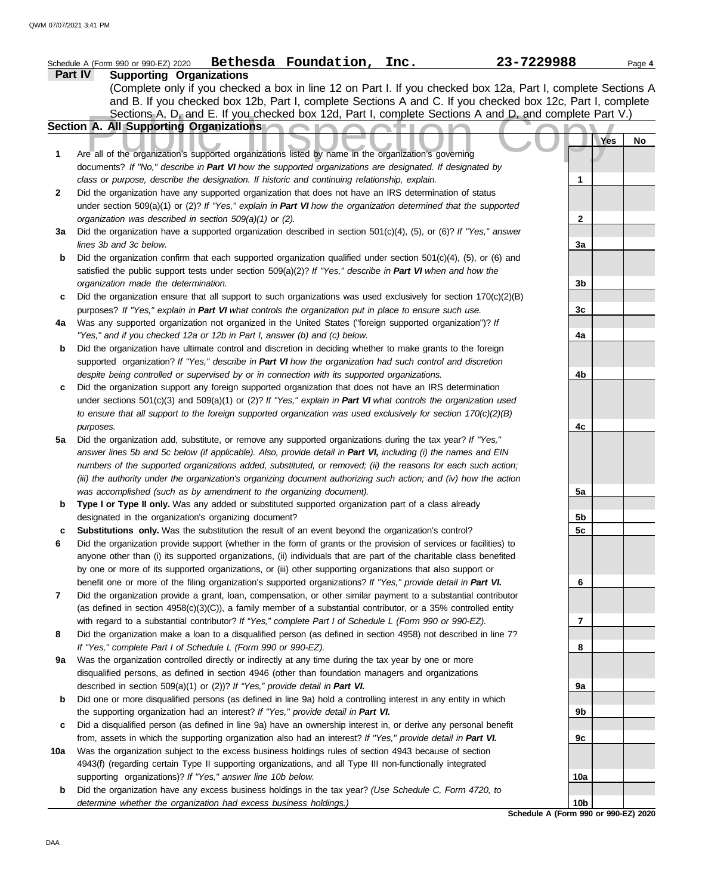Schedule A (Form 990 or 990-EZ) 2020 **Bethesda Foundation, Inc.** **23-7229988** Page **4**

## Part IV Supporting Organizations

(Complete only if you checked a box in line 12 on Part I. If you checked box 12a, Part I, complete Sections A and B. If you checked box 12b, Part I, complete Sections A and C. If you checked box 12c, Part I, complete Sections A, D, and E. If you checked box 12d, Part I, complete Sections A and D, and complete Part V.)

### Section A. All Supporting Organizations

Public Inspection Copy

| | | | Yes | No |
|---|---|---|---|---|
| **1** | Are all of the organization's supported organizations listed by name in the organization's governing documents? *If "No," describe in **Part VI** how the supported organizations are designated. If designated by class or purpose, describe the designation. If historic and continuing relationship, explain.* | **1** | | |
| **2** | Did the organization have any supported organization that does not have an IRS determination of status under section 509(a)(1) or (2)? *If "Yes," explain in **Part VI** how the organization determined that the supported organization was described in section 509(a)(1) or (2).* | **2** | | |
| **3a** | Did the organization have a supported organization described in section 501(c)(4), (5), or (6)? *If "Yes," answer lines 3b and 3c below.* | **3a** | | |
| **b** | Did the organization confirm that each supported organization qualified under section 501(c)(4), (5), or (6) and satisfied the public support tests under section 509(a)(2)? *If "Yes," describe in **Part VI** when and how the organization made the determination.* | **3b** | | |
| **c** | Did the organization ensure that all support to such organizations was used exclusively for section 170(c)(2)(B) purposes? *If "Yes," explain in **Part VI** what controls the organization put in place to ensure such use.* | **3c** | | |
| **4a** | Was any supported organization not organized in the United States ("foreign supported organization")? *If "Yes," and if you checked 12a or 12b in Part I, answer (b) and (c) below.* | **4a** | | |
| **b** | Did the organization have ultimate control and discretion in deciding whether to make grants to the foreign supported organization? *If "Yes," describe in **Part VI** how the organization had such control and discretion despite being controlled or supervised by or in connection with its supported organizations.* | **4b** | | |
| **c** | Did the organization support any foreign supported organization that does not have an IRS determination under sections 501(c)(3) and 509(a)(1) or (2)? *If "Yes," explain in **Part VI** what controls the organization used to ensure that all support to the foreign supported organization was used exclusively for section 170(c)(2)(B) purposes.* | **4c** | | |
| **5a** | Did the organization add, substitute, or remove any supported organizations during the tax year? *If "Yes," answer lines 5b and 5c below (if applicable). Also, provide detail in **Part VI,** including (i) the names and EIN numbers of the supported organizations added, substituted, or removed; (ii) the reasons for each such action; (iii) the authority under the organization's organizing document authorizing such action; and (iv) how the action was accomplished (such as by amendment to the organizing document).* | **5a** | | |
| **b** | **Type I or Type II only.** Was any added or substituted supported organization part of a class already designated in the organization's organizing document? | **5b** | | |
| **c** | **Substitutions only.** Was the substitution the result of an event beyond the organization's control? | **5c** | | |
| **6** | Did the organization provide support (whether in the form of grants or the provision of services or facilities) to anyone other than (i) its supported organizations, (ii) individuals that are part of the charitable class benefited by one or more of its supported organizations, or (iii) other supporting organizations that also support or benefit one or more of the filing organization's supported organizations? *If "Yes," provide detail in **Part VI.*** | **6** | | |
| **7** | Did the organization provide a grant, loan, compensation, or other similar payment to a substantial contributor (as defined in section 4958(c)(3)(C)), a family member of a substantial contributor, or a 35% controlled entity with regard to a substantial contributor? *If "Yes," complete Part I of Schedule L (Form 990 or 990-EZ).* | **7** | | |
| **8** | Did the organization make a loan to a disqualified person (as defined in section 4958) not described in line 7? *If "Yes," complete Part I of Schedule L (Form 990 or 990-EZ).* | **8** | | |
| **9a** | Was the organization controlled directly or indirectly at any time during the tax year by one or more disqualified persons, as defined in section 4946 (other than foundation managers and organizations described in section 509(a)(1) or (2))? *If "Yes," provide detail in **Part VI.*** | **9a** | | |
| **b** | Did one or more disqualified persons (as defined in line 9a) hold a controlling interest in any entity in which the supporting organization had an interest? *If "Yes," provide detail in **Part VI.*** | **9b** | | |
| **c** | Did a disqualified person (as defined in line 9a) have an ownership interest in, or derive any personal benefit from, assets in which the supporting organization also had an interest? *If "Yes," provide detail in **Part VI.*** | **9c** | | |
| **10a** | Was the organization subject to the excess business holdings rules of section 4943 because of section 4943(f) (regarding certain Type II supporting organizations, and all Type III non-functionally integrated supporting organizations)? *If "Yes," answer line 10b below.* | **10a** | | |
| **b** | Did the organization have any excess business holdings in the tax year? *(Use Schedule C, Form 4720, to determine whether the organization had excess business holdings.)* | **10b** | | |

**Schedule A (Form 990 or 990-EZ) 2020**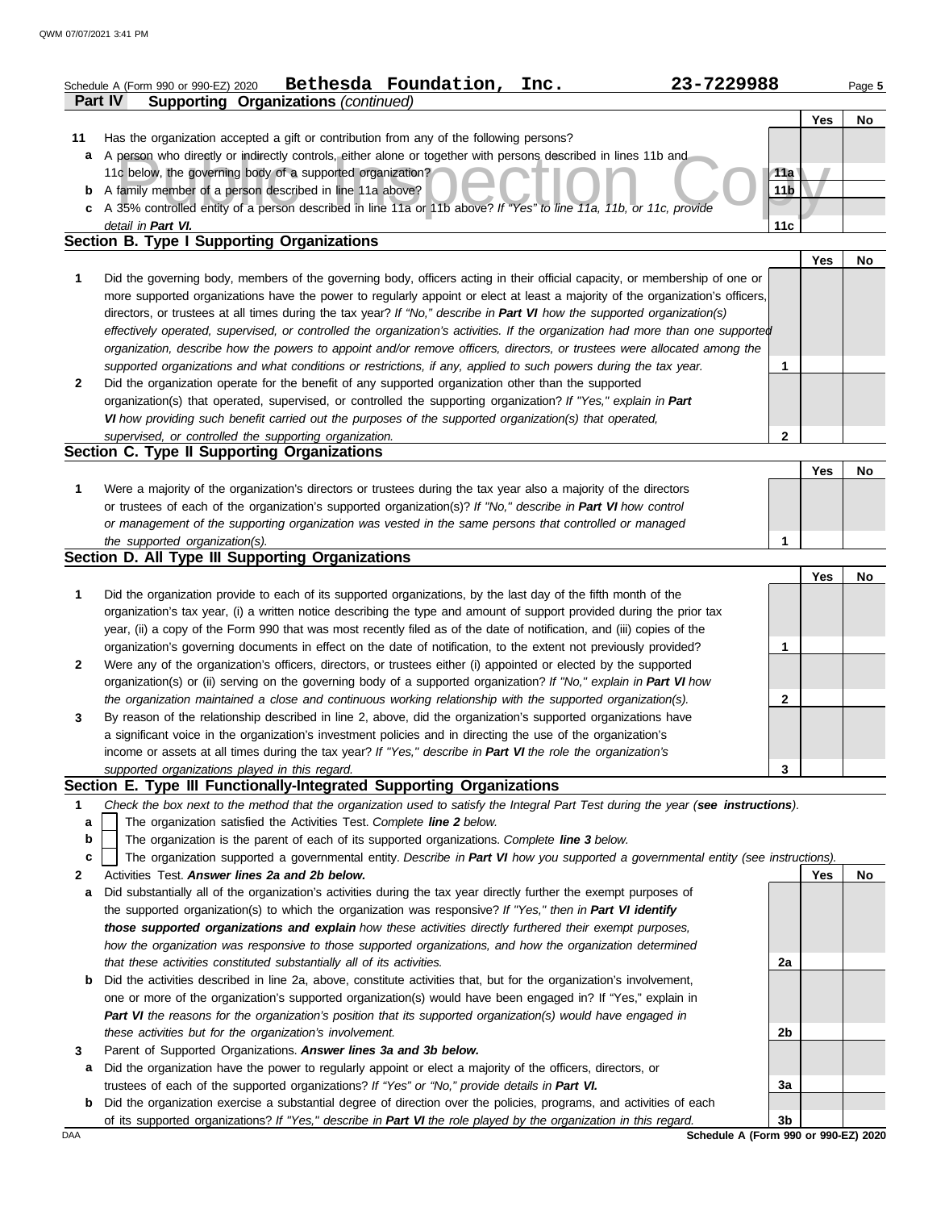Schedule A (Form 990 or 990-EZ) 2020 **Bethesda Foundation, Inc.** **23-7229988**

## Part IV Supporting Organizations *(continued)*

| | | | Yes | No |
|---|---|---|---|---|
| **11** | Has the organization accepted a gift or contribution from any of the following persons? | | | |
| **a** | A person who directly or indirectly controls, either alone or together with persons described in lines 11b and 11c below, the governing body of a supported organization? | 11a | | |
| **b** | A family member of a person described in line 11a above? | 11b | | |
| **c** | A 35% controlled entity of a person described in line 11a or 11b above? *If "Yes" to line 11a, 11b, or 11c, provide detail in **Part VI**.* | 11c | | |

### Section B. Type I Supporting Organizations

| | | | Yes | No |
|---|---|---|---|---|
| **1** | Did the governing body, members of the governing body, officers acting in their official capacity, or membership of one or more supported organizations have the power to regularly appoint or elect at least a majority of the organization's officers, directors, or trustees at all times during the tax year? *If "No," describe in **Part VI** how the supported organization(s) effectively operated, supervised, or controlled the organization's activities. If the organization had more than one supported organization, describe how the powers to appoint and/or remove officers, directors, or trustees were allocated among the supported organizations and what conditions or restrictions, if any, applied to such powers during the tax year.* | 1 | | |
| **2** | Did the organization operate for the benefit of any supported organization other than the supported organization(s) that operated, supervised, or controlled the supporting organization? *If "Yes," explain in **Part VI** how providing such benefit carried out the purposes of the supported organization(s) that operated, supervised, or controlled the supporting organization.* | 2 | | |

### Section C. Type II Supporting Organizations

| | | | Yes | No |
|---|---|---|---|---|
| **1** | Were a majority of the organization's directors or trustees during the tax year also a majority of the directors or trustees of each of the organization's supported organization(s)? *If "No," describe in **Part VI** how control or management of the supporting organization was vested in the same persons that controlled or managed the supported organization(s).* | 1 | | |

### Section D. All Type III Supporting Organizations

| | | | Yes | No |
|---|---|---|---|---|
| **1** | Did the organization provide to each of its supported organizations, by the last day of the fifth month of the organization's tax year, (i) a written notice describing the type and amount of support provided during the prior tax year, (ii) a copy of the Form 990 that was most recently filed as of the date of notification, and (iii) copies of the organization's governing documents in effect on the date of notification, to the extent not previously provided? | 1 | | |
| **2** | Were any of the organization's officers, directors, or trustees either (i) appointed or elected by the supported organization(s) or (ii) serving on the governing body of a supported organization? *If "No," explain in **Part VI** how the organization maintained a close and continuous working relationship with the supported organization(s).* | 2 | | |
| **3** | By reason of the relationship described in line 2, above, did the organization's supported organizations have a significant voice in the organization's investment policies and in directing the use of the organization's income or assets at all times during the tax year? *If "Yes," describe in **Part VI** the role the organization's supported organizations played in this regard.* | 3 | | |

### Section E. Type III Functionally-Integrated Supporting Organizations

**1** *Check the box next to the method that the organization used to satisfy the Integral Part Test during the year (**see instructions**).*

- **a** ☐ The organization satisfied the Activities Test. *Complete **line 2** below.*
- **b** ☐ The organization is the parent of each of its supported organizations. *Complete **line 3** below.*
- **c** ☐ The organization supported a governmental entity. *Describe in **Part VI** how you supported a governmental entity (see instructions).*

| | | | Yes | No |
|---|---|---|---|---|
| **2** | Activities Test. ***Answer lines 2a and 2b below.*** | | | |
| **a** | Did substantially all of the organization's activities during the tax year directly further the exempt purposes of the supported organization(s) to which the organization was responsive? *If "Yes," then in **Part VI identify those supported organizations and explain** how these activities directly furthered their exempt purposes, how the organization was responsive to those supported organizations, and how the organization determined that these activities constituted substantially all of its activities.* | 2a | | |
| **b** | Did the activities described in line 2a, above, constitute activities that, but for the organization's involvement, one or more of the organization's supported organization(s) would have been engaged in? If "Yes," explain in ***Part VI*** *the reasons for the organization's position that its supported organization(s) would have engaged in these activities but for the organization's involvement.* | 2b | | |
| **3** | Parent of Supported Organizations. ***Answer lines 3a and 3b below.*** | | | |
| **a** | Did the organization have the power to regularly appoint or elect a majority of the officers, directors, or trustees of each of the supported organizations? *If "Yes" or "No," provide details in **Part VI**.* | 3a | | |
| **b** | Did the organization exercise a substantial degree of direction over the policies, programs, and activities of each of its supported organizations? *If "Yes," describe in **Part VI** the role played by the organization in this regard.* | 3b | | |

**Schedule A (Form 990 or 990-EZ) 2020**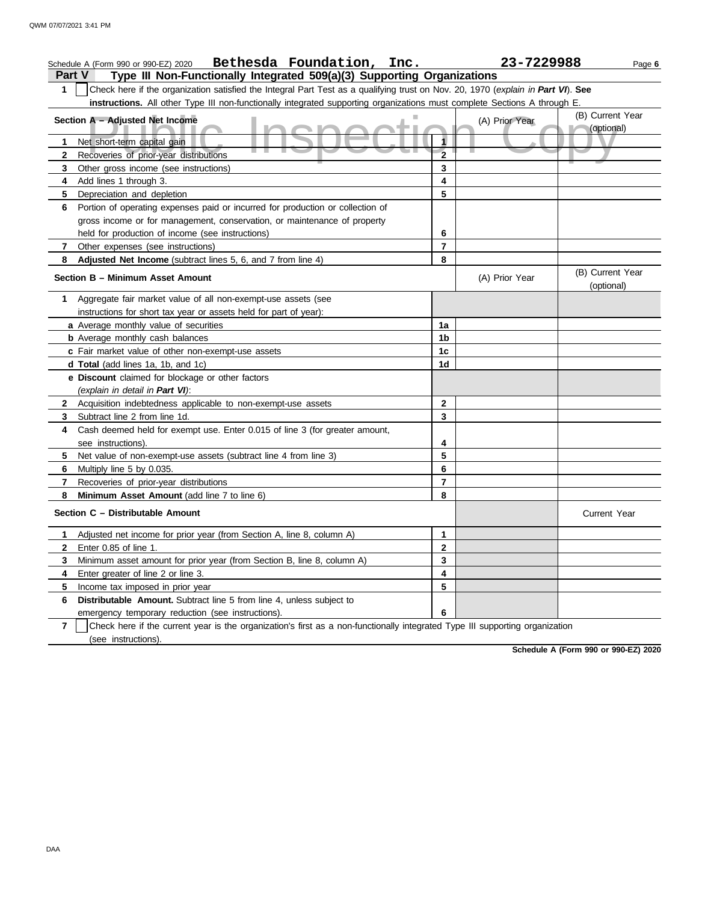Schedule A (Form 990 or 990-EZ) 2020 **Bethesda Foundation, Inc.** **23-7229988**

## Part V Type III Non-Functionally Integrated 509(a)(3) Supporting Organizations

**1** ☐ Check here if the organization satisfied the Integral Part Test as a qualifying trust on Nov. 20, 1970 (*explain in **Part VI***). **See instructions.** All other Type III non-functionally integrated supporting organizations must complete Sections A through E.

| **Section A – Adjusted Net Income** | | (A) Prior Year | (B) Current Year (optional) |
|---|---|---|---|
| **1** Net short-term capital gain | 1 | | |
| **2** Recoveries of prior-year distributions | 2 | | |
| **3** Other gross income (see instructions) | 3 | | |
| **4** Add lines 1 through 3. | 4 | | |
| **5** Depreciation and depletion | 5 | | |
| **6** Portion of operating expenses paid or incurred for production or collection of gross income or for management, conservation, or maintenance of property held for production of income (see instructions) | 6 | | |
| **7** Other expenses (see instructions) | 7 | | |
| **8** **Adjusted Net Income** (subtract lines 5, 6, and 7 from line 4) | 8 | | |

| **Section B – Minimum Asset Amount** | | (A) Prior Year | (B) Current Year (optional) |
|---|---|---|---|
| **1** Aggregate fair market value of all non-exempt-use assets (see instructions for short tax year or assets held for part of year): | | | |
| **a** Average monthly value of securities | 1a | | |
| **b** Average monthly cash balances | 1b | | |
| **c** Fair market value of other non-exempt-use assets | 1c | | |
| **d** **Total** (add lines 1a, 1b, and 1c) | 1d | | |
| **e** **Discount** claimed for blockage or other factors (*explain in detail in **Part VI***): | | | |
| **2** Acquisition indebtedness applicable to non-exempt-use assets | 2 | | |
| **3** Subtract line 2 from line 1d. | 3 | | |
| **4** Cash deemed held for exempt use. Enter 0.015 of line 3 (for greater amount, see instructions). | 4 | | |
| **5** Net value of non-exempt-use assets (subtract line 4 from line 3) | 5 | | |
| **6** Multiply line 5 by 0.035. | 6 | | |
| **7** Recoveries of prior-year distributions | 7 | | |
| **8** **Minimum Asset Amount** (add line 7 to line 6) | 8 | | |

| **Section C – Distributable Amount** | | | Current Year |
|---|---|---|---|
| **1** Adjusted net income for prior year (from Section A, line 8, column A) | 1 | | |
| **2** Enter 0.85 of line 1. | 2 | | |
| **3** Minimum asset amount for prior year (from Section B, line 8, column A) | 3 | | |
| **4** Enter greater of line 2 or line 3. | 4 | | |
| **5** Income tax imposed in prior year | 5 | | |
| **6** **Distributable Amount.** Subtract line 5 from line 4, unless subject to emergency temporary reduction (see instructions). | 6 | | |

**7** ☐ Check here if the current year is the organization's first as a non-functionally integrated Type III supporting organization (see instructions).

**Schedule A (Form 990 or 990-EZ) 2020**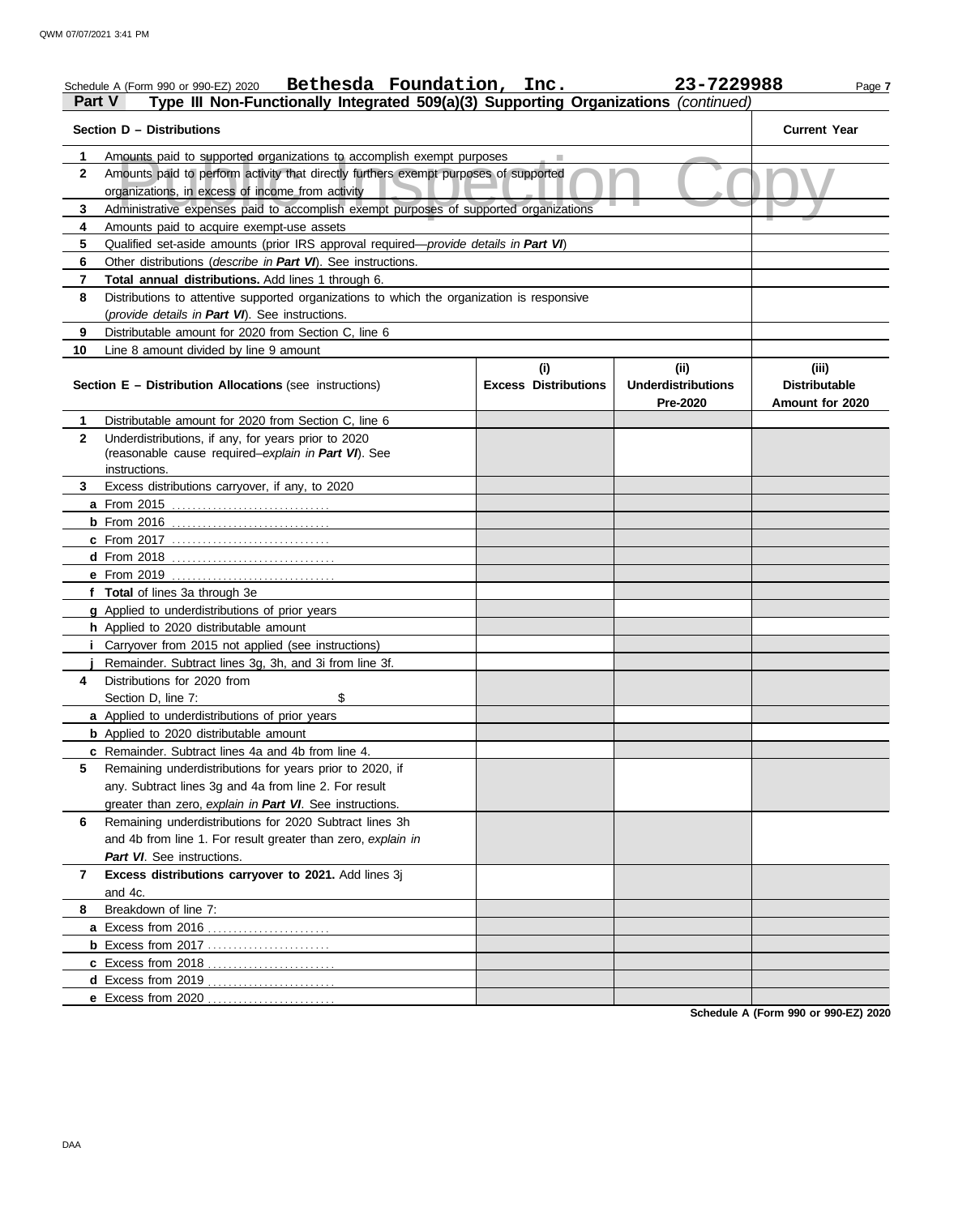Schedule A (Form 990 or 990-EZ) 2020 **Bethesda Foundation, Inc.** **23-7229988** Page **7**

## Part V — Type III Non-Functionally Integrated 509(a)(3) Supporting Organizations *(continued)*

| Section D – Distributions | Current Year |
|---|---|
| **1** Amounts paid to supported organizations to accomplish exempt purposes | |
| **2** Amounts paid to perform activity that directly furthers exempt purposes of supported organizations, in excess of income from activity | |
| **3** Administrative expenses paid to accomplish exempt purposes of supported organizations | |
| **4** Amounts paid to acquire exempt-use assets | |
| **5** Qualified set-aside amounts (prior IRS approval required—*provide details in **Part VI***) | |
| **6** Other distributions (*describe in **Part VI***). See instructions. | |
| **7** **Total annual distributions.** Add lines 1 through 6. | |
| **8** Distributions to attentive supported organizations to which the organization is responsive (*provide details in **Part VI***). See instructions. | |
| **9** Distributable amount for 2020 from Section C, line 6 | |
| **10** Line 8 amount divided by line 9 amount | |

| Section E – Distribution Allocations (see instructions) | (i) Excess Distributions | (ii) Underdistributions Pre-2020 | (iii) Distributable Amount for 2020 |
|---|---|---|---|
| **1** Distributable amount for 2020 from Section C, line 6 | | | |
| **2** Underdistributions, if any, for years prior to 2020 (reasonable cause required–*explain in **Part VI***). See instructions. | | | |
| **3** Excess distributions carryover, if any, to 2020 | | | |
| **a** From 2015 | | | |
| **b** From 2016 | | | |
| **c** From 2017 | | | |
| **d** From 2018 | | | |
| **e** From 2019 | | | |
| **f** **Total** of lines 3a through 3e | | | |
| **g** Applied to underdistributions of prior years | | | |
| **h** Applied to 2020 distributable amount | | | |
| **i** Carryover from 2015 not applied (see instructions) | | | |
| **j** Remainder. Subtract lines 3g, 3h, and 3i from line 3f. | | | |
| **4** Distributions for 2020 from Section D, line 7: $ | | | |
| **a** Applied to underdistributions of prior years | | | |
| **b** Applied to 2020 distributable amount | | | |
| **c** Remainder. Subtract lines 4a and 4b from line 4. | | | |
| **5** Remaining underdistributions for years prior to 2020, if any. Subtract lines 3g and 4a from line 2. For result greater than zero, *explain in **Part VI***. See instructions. | | | |
| **6** Remaining underdistributions for 2020 Subtract lines 3h and 4b from line 1. For result greater than zero, *explain in **Part VI***. See instructions. | | | |
| **7** **Excess distributions carryover to 2021.** Add lines 3j and 4c. | | | |
| **8** Breakdown of line 7: | | | |
| **a** Excess from 2016 | | | |
| **b** Excess from 2017 | | | |
| **c** Excess from 2018 | | | |
| **d** Excess from 2019 | | | |
| **e** Excess from 2020 | | | |

**Schedule A (Form 990 or 990-EZ) 2020**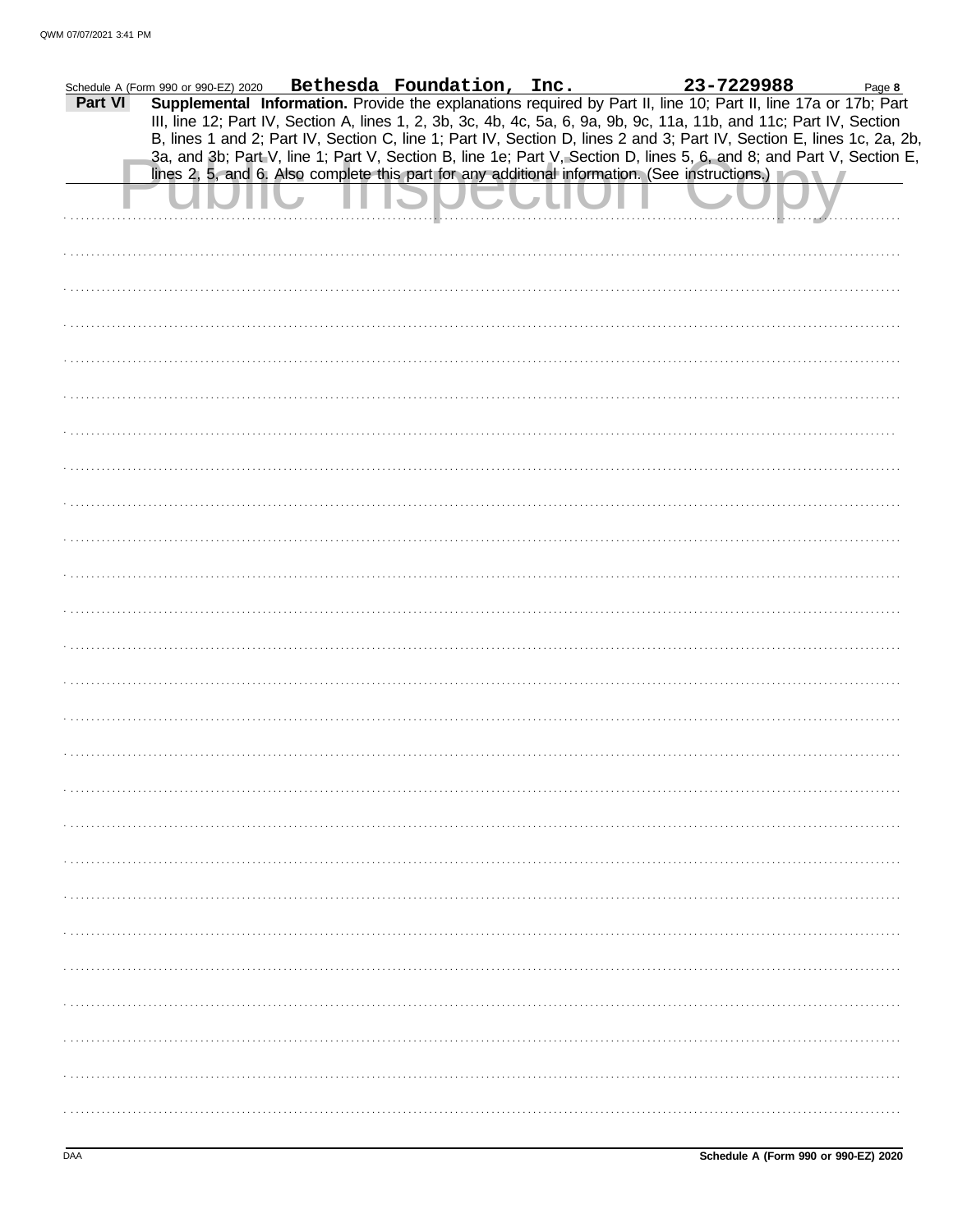Schedule A (Form 990 or 990-EZ) 2020 **Bethesda Foundation, Inc.** **23-7229988** Page **8**

**Part VI** **Supplemental Information.** Provide the explanations required by Part II, line 10; Part II, line 17a or 17b; Part III, line 12; Part IV, Section A, lines 1, 2, 3b, 3c, 4b, 4c, 5a, 6, 9a, 9b, 9c, 11a, 11b, and 11c; Part IV, Section B, lines 1 and 2; Part IV, Section C, line 1; Part IV, Section D, lines 2 and 3; Part IV, Section E, lines 1c, 2a, 2b, 3a, and 3b; Part V, line 1; Part V, Section B, line 1e; Part V, Section D, lines 5, 6, and 8; and Part V, Section E, lines 2, 5, and 6. Also complete this part for any additional information. (See instructions.)

Public Inspection Copy

DAA **Schedule A (Form 990 or 990-EZ) 2020**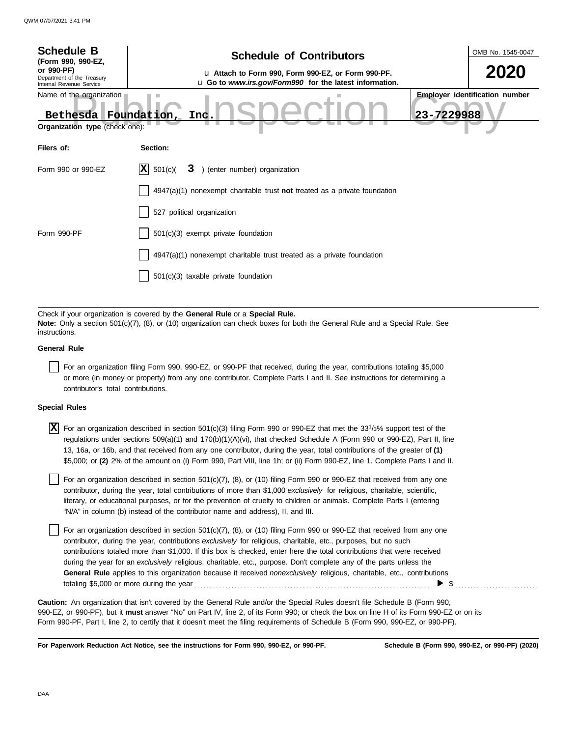# Schedule B
**(Form 990, 990-EZ, or 990-PF)**
Department of the Treasury
Internal Revenue Service

## Schedule of Contributors

u **Attach to Form 990, Form 990-EZ, or Form 990-PF.**
u **Go to *www.irs.gov/Form990* for the latest information.**

OMB No. 1545-0047

**2020**

Name of the organization: Bethesda Foundation, Inc.

**Employer identification number**: 23-7229988

Public Inspection Copy

**Organization type** (check one):

| **Filers of:** | **Section:** |
|---|---|
| Form 990 or 990-EZ | [X] 501(c)( **3** ) (enter number) organization |
| | [ ] 4947(a)(1) nonexempt charitable trust **not** treated as a private foundation |
| | [ ] 527 political organization |
| Form 990-PF | [ ] 501(c)(3) exempt private foundation |
| | [ ] 4947(a)(1) nonexempt charitable trust treated as a private foundation |
| | [ ] 501(c)(3) taxable private foundation |

Check if your organization is covered by the **General Rule** or a **Special Rule.**
**Note:** Only a section 501(c)(7), (8), or (10) organization can check boxes for both the General Rule and a Special Rule. See instructions.

**General Rule**

[ ] For an organization filing Form 990, 990-EZ, or 990-PF that received, during the year, contributions totaling $5,000 or more (in money or property) from any one contributor. Complete Parts I and II. See instructions for determining a contributor's total contributions.

**Special Rules**

[X] For an organization described in section 501(c)(3) filing Form 990 or 990-EZ that met the $33^1/_3$% support test of the regulations under sections 509(a)(1) and 170(b)(1)(A)(vi), that checked Schedule A (Form 990 or 990-EZ), Part II, line 13, 16a, or 16b, and that received from any one contributor, during the year, total contributions of the greater of **(1)** $5,000; or **(2)** 2% of the amount on (i) Form 990, Part VIII, line 1h; or (ii) Form 990-EZ, line 1. Complete Parts I and II.

[ ] For an organization described in section 501(c)(7), (8), or (10) filing Form 990 or 990-EZ that received from any one contributor, during the year, total contributions of more than $1,000 *exclusively* for religious, charitable, scientific, literary, or educational purposes, or for the prevention of cruelty to children or animals. Complete Parts I (entering "N/A" in column (b) instead of the contributor name and address), II, and III.

[ ] For an organization described in section 501(c)(7), (8), or (10) filing Form 990 or 990-EZ that received from any one contributor, during the year, contributions *exclusively* for religious, charitable, etc., purposes, but no such contributions totaled more than $1,000. If this box is checked, enter here the total contributions that were received during the year for an *exclusively* religious, charitable, etc., purpose. Don't complete any of the parts unless the **General Rule** applies to this organization because it received *nonexclusively* religious, charitable, etc., contributions totaling $5,000 or more during the year ........ ▶ $ ..........

**Caution:** An organization that isn't covered by the General Rule and/or the Special Rules doesn't file Schedule B (Form 990, 990-EZ, or 990-PF), but it **must** answer "No" on Part IV, line 2, of its Form 990; or check the box on line H of its Form 990-EZ or on its Form 990-PF, Part I, line 2, to certify that it doesn't meet the filing requirements of Schedule B (Form 990, 990-EZ, or 990-PF).

**For Paperwork Reduction Act Notice, see the instructions for Form 990, 990-EZ, or 990-PF.** **Schedule B (Form 990, 990-EZ, or 990-PF) (2020)**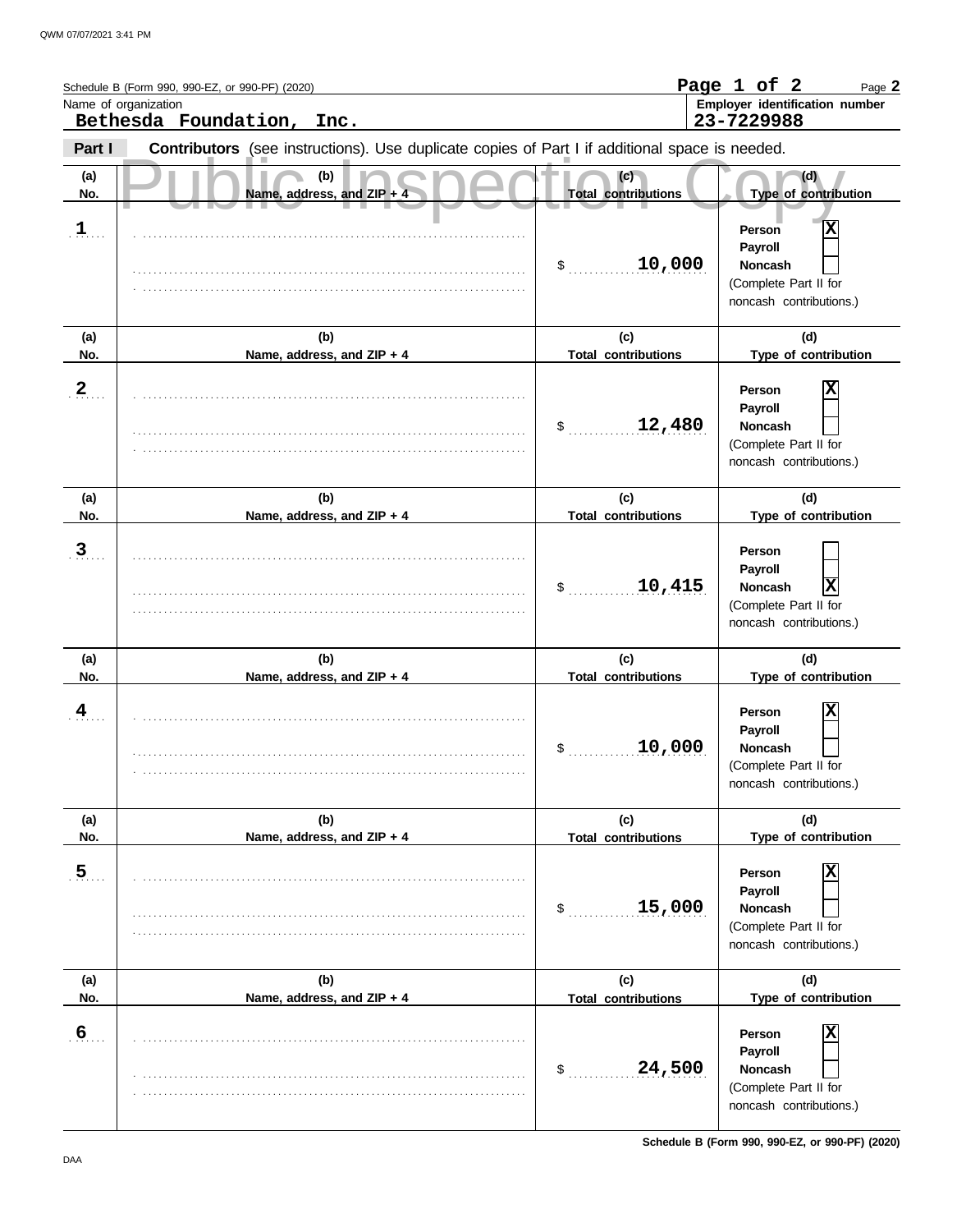Schedule B (Form 990, 990-EZ, or 990-PF) (2020)

Name of organization: **Bethesda Foundation, Inc.**

Employer identification number: **23-7229988**

**Part I** **Contributors** (see instructions). Use duplicate copies of Part I if additional space is needed.

Public Inspection Copy

| (a) No. | (b) Name, address, and ZIP + 4 | (c) Total contributions | (d) Type of contribution |
|---|---|---|---|
| 1 | | $ 10,000 | Person [X] Payroll [ ] Noncash [ ] (Complete Part II for noncash contributions.) |
| 2 | | $ 12,480 | Person [X] Payroll [ ] Noncash [ ] (Complete Part II for noncash contributions.) |
| 3 | | $ 10,415 | Person [ ] Payroll [ ] Noncash [X] (Complete Part II for noncash contributions.) |
| 4 | | $ 10,000 | Person [X] Payroll [ ] Noncash [ ] (Complete Part II for noncash contributions.) |
| 5 | | $ 15,000 | Person [X] Payroll [ ] Noncash [ ] (Complete Part II for noncash contributions.) |
| 6 | | $ 24,500 | Person [X] Payroll [ ] Noncash [ ] (Complete Part II for noncash contributions.) |

Schedule B (Form 990, 990-EZ, or 990-PF) (2020)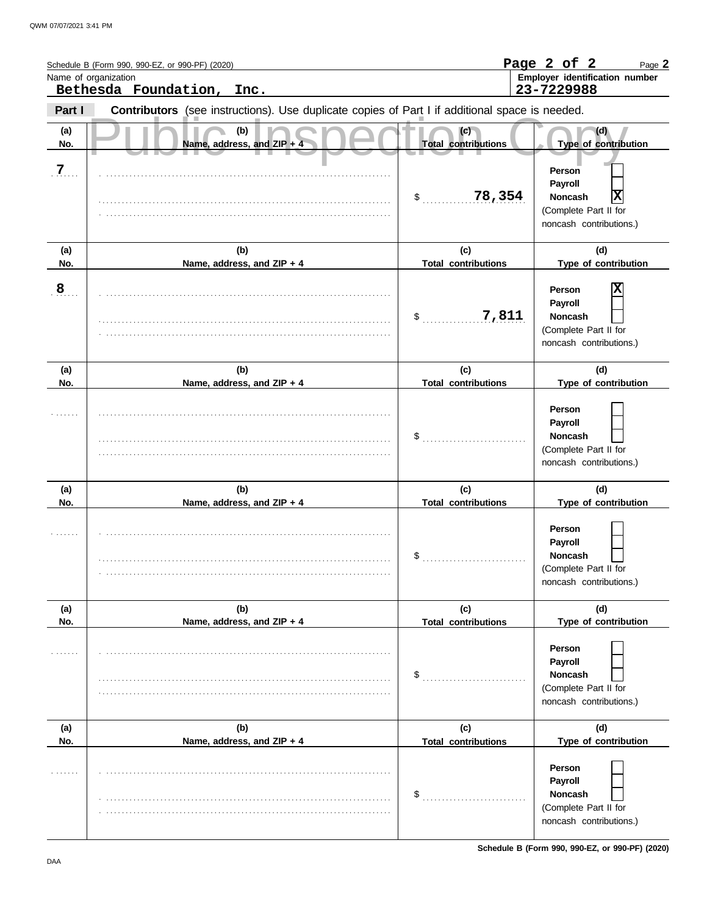Schedule B (Form 990, 990-EZ, or 990-PF) (2020)

Name of organization: **Bethesda Foundation, Inc.**

Employer identification number: **23-7229988**

**Part I** **Contributors** (see instructions). Use duplicate copies of Part I if additional space is needed.

Public Inspection Copy

| (a) No. | (b) Name, address, and ZIP + 4 | (c) Total contributions | (d) Type of contribution |
|---|---|---|---|
| 7 | | $ 78,354 | Person [ ] Payroll [ ] Noncash [X] (Complete Part II for noncash contributions.) |
| 8 | | $ 7,811 | Person [X] Payroll [ ] Noncash [ ] (Complete Part II for noncash contributions.) |
| | | $ | Person [ ] Payroll [ ] Noncash [ ] (Complete Part II for noncash contributions.) |
| | | $ | Person [ ] Payroll [ ] Noncash [ ] (Complete Part II for noncash contributions.) |
| | | $ | Person [ ] Payroll [ ] Noncash [ ] (Complete Part II for noncash contributions.) |
| | | $ | Person [ ] Payroll [ ] Noncash [ ] (Complete Part II for noncash contributions.) |

Schedule B (Form 990, 990-EZ, or 990-PF) (2020)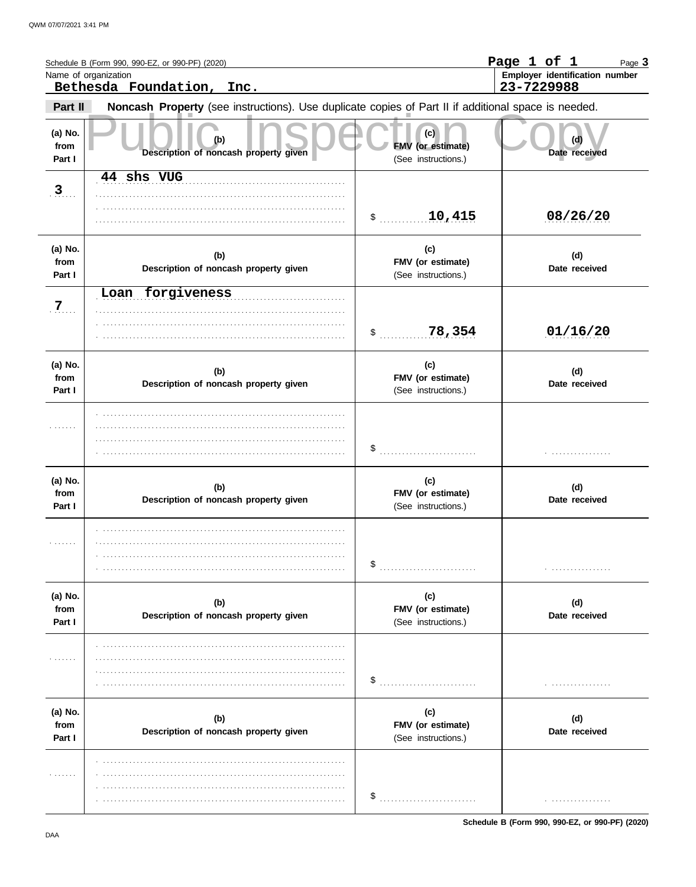Schedule B (Form 990, 990-EZ, or 990-PF) (2020)

Page 1 of 1

Name of organization: **Bethesda Foundation, Inc.**

Employer identification number: **23-7229988**

## Part II — Noncash Property (see instructions). Use duplicate copies of Part II if additional space is needed.

Public Inspection Copy

| (a) No. from Part I | (b) Description of noncash property given | (c) FMV (or estimate) (See instructions.) | (d) Date received |
|---|---|---|---|
| 3 | 44 shs VUG | $ 10,415 | 08/26/20 |
| 7 | Loan forgiveness | $ 78,354 | 01/16/20 |
| | | $ | |
| | | $ | |
| | | $ | |
| | | $ | |

Schedule B (Form 990, 990-EZ, or 990-PF) (2020)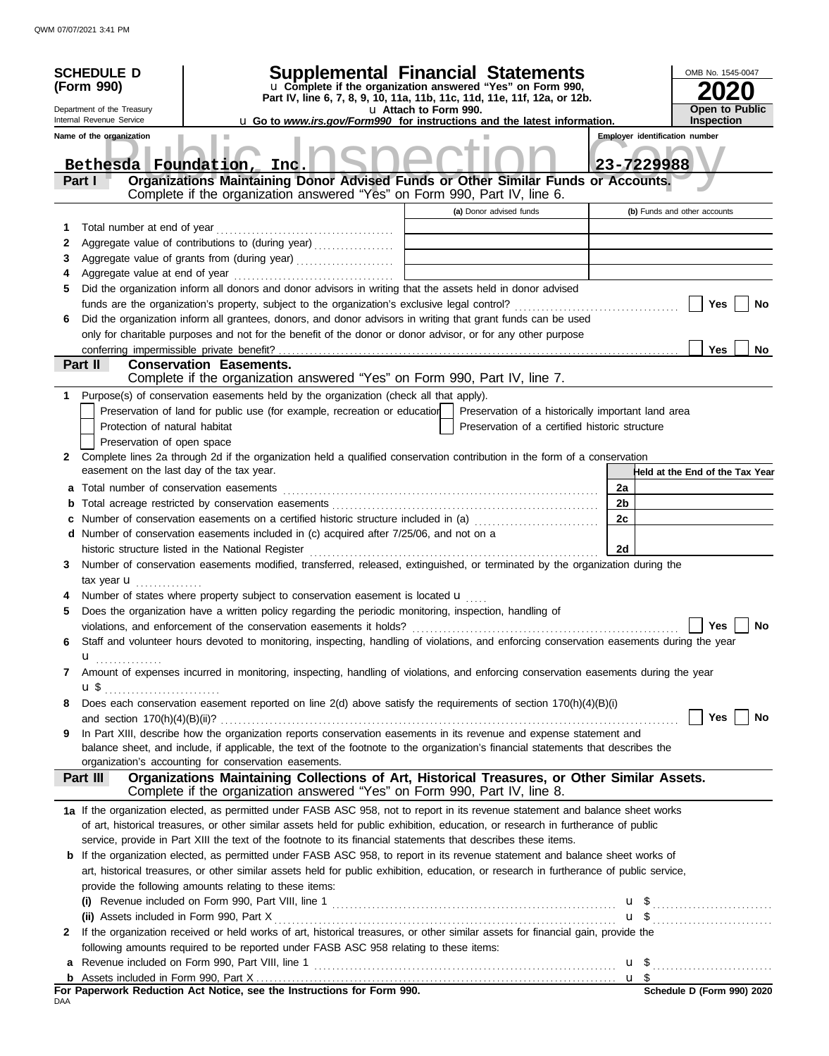QWM 07/07/2021 3:41 PM

**SCHEDULE D (Form 990)**

Department of the Treasury
Internal Revenue Service

# Supplemental Financial Statements

u Complete if the organization answered "Yes" on Form 990, Part IV, line 6, 7, 8, 9, 10, 11a, 11b, 11c, 11d, 11e, 11f, 12a, or 12b.
u Attach to Form 990.
u Go to *www.irs.gov/Form990* for instructions and the latest information.

OMB No. 1545-0047
**2020**
**Open to Public Inspection**

Name of the organization: **Bethesda Foundation, Inc.**
Employer identification number: **23-7229988**

Public Inspection Copy

## Part I — Organizations Maintaining Donor Advised Funds or Other Similar Funds or Accounts.

Complete if the organization answered "Yes" on Form 990, Part IV, line 6.

| | | (a) Donor advised funds | (b) Funds and other accounts |
|---|---|---|---|
| 1 | Total number at end of year | | |
| 2 | Aggregate value of contributions to (during year) | | |
| 3 | Aggregate value of grants from (during year) | | |
| 4 | Aggregate value at end of year | | |

5 Did the organization inform all donors and donor advisors in writing that the assets held in donor advised funds are the organization's property, subject to the organization's exclusive legal control? ☐ Yes ☐ No

6 Did the organization inform all grantees, donors, and donor advisors in writing that grant funds can be used only for charitable purposes and not for the benefit of the donor or donor advisor, or for any other purpose conferring impermissible private benefit? ☐ Yes ☐ No

## Part II — Conservation Easements.

Complete if the organization answered "Yes" on Form 990, Part IV, line 7.

1 Purpose(s) of conservation easements held by the organization (check all that apply).

- ☐ Preservation of land for public use (for example, recreation or education)
- ☐ Protection of natural habitat
- ☐ Preservation of open space
- ☐ Preservation of a historically important land area
- ☐ Preservation of a certified historic structure

2 Complete lines 2a through 2d if the organization held a qualified conservation contribution in the form of a conservation easement on the last day of the tax year.

| | | | Held at the End of the Tax Year |
|---|---|---|---|
| a | Total number of conservation easements | 2a | |
| b | Total acreage restricted by conservation easements | 2b | |
| c | Number of conservation easements on a certified historic structure included in (a) | 2c | |
| d | Number of conservation easements included in (c) acquired after 7/25/06, and not on a historic structure listed in the National Register | 2d | |

3 Number of conservation easements modified, transferred, released, extinguished, or terminated by the organization during the tax year u

4 Number of states where property subject to conservation easement is located u

5 Does the organization have a written policy regarding the periodic monitoring, inspection, handling of violations, and enforcement of the conservation easements it holds? ☐ Yes ☐ No

6 Staff and volunteer hours devoted to monitoring, inspecting, handling of violations, and enforcing conservation easements during the year u

7 Amount of expenses incurred in monitoring, inspecting, handling of violations, and enforcing conservation easements during the year u $

8 Does each conservation easement reported on line 2(d) above satisfy the requirements of section 170(h)(4)(B)(i) and section 170(h)(4)(B)(ii)? ☐ Yes ☐ No

9 In Part XIII, describe how the organization reports conservation easements in its revenue and expense statement and balance sheet, and include, if applicable, the text of the footnote to the organization's financial statements that describes the organization's accounting for conservation easements.

## Part III — Organizations Maintaining Collections of Art, Historical Treasures, or Other Similar Assets.

Complete if the organization answered "Yes" on Form 990, Part IV, line 8.

1a If the organization elected, as permitted under FASB ASC 958, not to report in its revenue statement and balance sheet works of art, historical treasures, or other similar assets held for public exhibition, education, or research in furtherance of public service, provide in Part XIII the text of the footnote to its financial statements that describes these items.

b If the organization elected, as permitted under FASB ASC 958, to report in its revenue statement and balance sheet works of art, historical treasures, or other similar assets held for public exhibition, education, or research in furtherance of public service, provide the following amounts relating to these items:

(i) Revenue included on Form 990, Part VIII, line 1 u $

(ii) Assets included in Form 990, Part X u $

2 If the organization received or held works of art, historical treasures, or other similar assets for financial gain, provide the following amounts required to be reported under FASB ASC 958 relating to these items:

a Revenue included on Form 990, Part VIII, line 1 u $

b Assets included in Form 990, Part X u $

**For Paperwork Reduction Act Notice, see the Instructions for Form 990.**
DAA
**Schedule D (Form 990) 2020**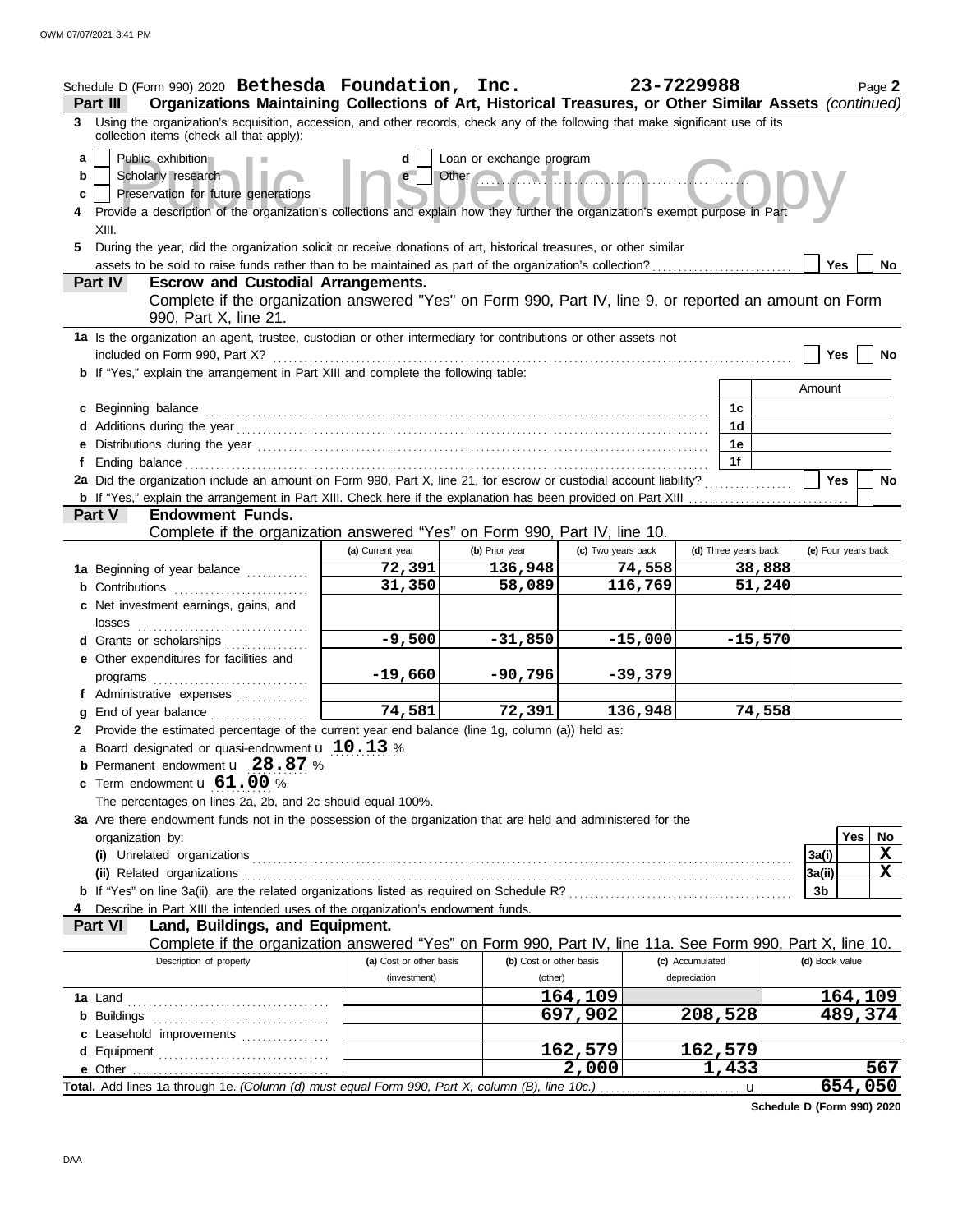Schedule D (Form 990) 2020 **Bethesda Foundation, Inc.** **23-7229988** Page **2**

## Part III Organizations Maintaining Collections of Art, Historical Treasures, or Other Similar Assets *(continued)*

**3** Using the organization's acquisition, accession, and other records, check any of the following that make significant use of its collection items (check all that apply):

- **a** ☐ Public exhibition
- **b** ☐ Scholarly research
- **c** ☐ Preservation for future generations
- **d** ☐ Loan or exchange program
- **e** ☐ Other ..........

**4** Provide a description of the organization's collections and explain how they further the organization's exempt purpose in Part XIII.

**5** During the year, did the organization solicit or receive donations of art, historical treasures, or other similar assets to be sold to raise funds rather than to be maintained as part of the organization's collection? ☐ Yes ☐ No

## Part IV Escrow and Custodial Arrangements.

Complete if the organization answered "Yes" on Form 990, Part IV, line 9, or reported an amount on Form 990, Part X, line 21.

**1a** Is the organization an agent, trustee, custodian or other intermediary for contributions or other assets not included on Form 990, Part X? ☐ Yes ☐ No

**b** If "Yes," explain the arrangement in Part XIII and complete the following table:

| | | Amount |
|---|---|---|
| **c** Beginning balance | 1c | |
| **d** Additions during the year | 1d | |
| **e** Distributions during the year | 1e | |
| **f** Ending balance | 1f | |

**2a** Did the organization include an amount on Form 990, Part X, line 21, for escrow or custodial account liability? ☐ Yes ☐ No

**b** If "Yes," explain the arrangement in Part XIII. Check here if the explanation has been provided on Part XIII ☐

## Part V Endowment Funds.

Complete if the organization answered "Yes" on Form 990, Part IV, line 10.

| | (a) Current year | (b) Prior year | (c) Two years back | (d) Three years back | (e) Four years back |
|---|---|---|---|---|---|
| **1a** Beginning of year balance | 72,391 | 136,948 | 74,558 | 38,888 | |
| **b** Contributions | 31,350 | 58,089 | 116,769 | 51,240 | |
| **c** Net investment earnings, gains, and losses | | | | | |
| **d** Grants or scholarships | -9,500 | -31,850 | -15,000 | -15,570 | |
| **e** Other expenditures for facilities and programs | -19,660 | -90,796 | -39,379 | | |
| **f** Administrative expenses | | | | | |
| **g** End of year balance | 74,581 | 72,391 | 136,948 | 74,558 | |

**2** Provide the estimated percentage of the current year end balance (line 1g, column (a)) held as:

- **a** Board designated or quasi-endowment **10.13** %
- **b** Permanent endowment **28.87** %
- **c** Term endowment **61.00** %

The percentages on lines 2a, 2b, and 2c should equal 100%.

**3a** Are there endowment funds not in the possession of the organization that are held and administered for the organization by:

| | | Yes | No |
|---|---|---|---|
| **(i)** Unrelated organizations | 3a(i) | | X |
| **(ii)** Related organizations | 3a(ii) | | X |
| **b** If "Yes" on line 3a(ii), are the related organizations listed as required on Schedule R? | 3b | | |

**4** Describe in Part XIII the intended uses of the organization's endowment funds.

## Part VI Land, Buildings, and Equipment.

Complete if the organization answered "Yes" on Form 990, Part IV, line 11a. See Form 990, Part X, line 10.

| Description of property | (a) Cost or other basis (investment) | (b) Cost or other basis (other) | (c) Accumulated depreciation | (d) Book value |
|---|---|---|---|---|
| **1a** Land | | 164,109 | | 164,109 |
| **b** Buildings | | 697,902 | 208,528 | 489,374 |
| **c** Leasehold improvements | | | | |
| **d** Equipment | | 162,579 | 162,579 | |
| **e** Other | | 2,000 | 1,433 | 567 |

**Total.** Add lines 1a through 1e. *(Column (d) must equal Form 990, Part X, column (B), line 10c.)* **654,050**

**Schedule D (Form 990) 2020**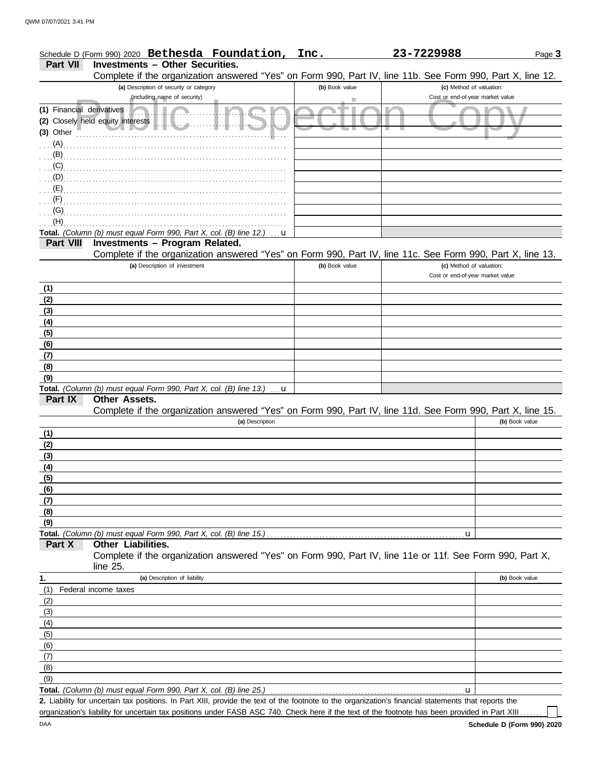Schedule D (Form 990) 2020 **Bethesda Foundation, Inc.** **23-7229988** Page **3**

## Part VII Investments – Other Securities.

Complete if the organization answered "Yes" on Form 990, Part IV, line 11b. See Form 990, Part X, line 12.

| (a) Description of security or category (including name of security) | (b) Book value | (c) Method of valuation: Cost or end-of-year market value |
|---|---|---|
| (1) Financial derivatives | | |
| (2) Closely held equity interests | | |
| (3) Other | | |
| (A) | | |
| (B) | | |
| (C) | | |
| (D) | | |
| (E) | | |
| (F) | | |
| (G) | | |
| (H) | | |
| **Total.** *(Column (b) must equal Form 990, Part X, col. (B) line 12.)* u | | |

Public Inspection Copy

## Part VIII Investments – Program Related.

Complete if the organization answered "Yes" on Form 990, Part IV, line 11c. See Form 990, Part X, line 13.

| (a) Description of investment | (b) Book value | (c) Method of valuation: Cost or end-of-year market value |
|---|---|---|
| (1) | | |
| (2) | | |
| (3) | | |
| (4) | | |
| (5) | | |
| (6) | | |
| (7) | | |
| (8) | | |
| (9) | | |
| **Total.** *(Column (b) must equal Form 990, Part X, col. (B) line 13.)* u | | |

## Part IX Other Assets.

Complete if the organization answered "Yes" on Form 990, Part IV, line 11d. See Form 990, Part X, line 15.

| (a) Description | (b) Book value |
|---|---|
| (1) | |
| (2) | |
| (3) | |
| (4) | |
| (5) | |
| (6) | |
| (7) | |
| (8) | |
| (9) | |
| **Total.** *(Column (b) must equal Form 990, Part X, col. (B) line 15.)* u | |

## Part X Other Liabilities.

Complete if the organization answered "Yes" on Form 990, Part IV, line 11e or 11f. See Form 990, Part X, line 25.

| 1. (a) Description of liability | (b) Book value |
|---|---|
| (1) Federal income taxes | |
| (2) | |
| (3) | |
| (4) | |
| (5) | |
| (6) | |
| (7) | |
| (8) | |
| (9) | |
| **Total.** *(Column (b) must equal Form 990, Part X, col. (B) line 25.)* u | |

**2.** Liability for uncertain tax positions. In Part XIII, provide the text of the footnote to the organization's financial statements that reports the organization's liability for uncertain tax positions under FASB ASC 740. Check here if the text of the footnote has been provided in Part XIII ☐

DAA **Schedule D (Form 990) 2020**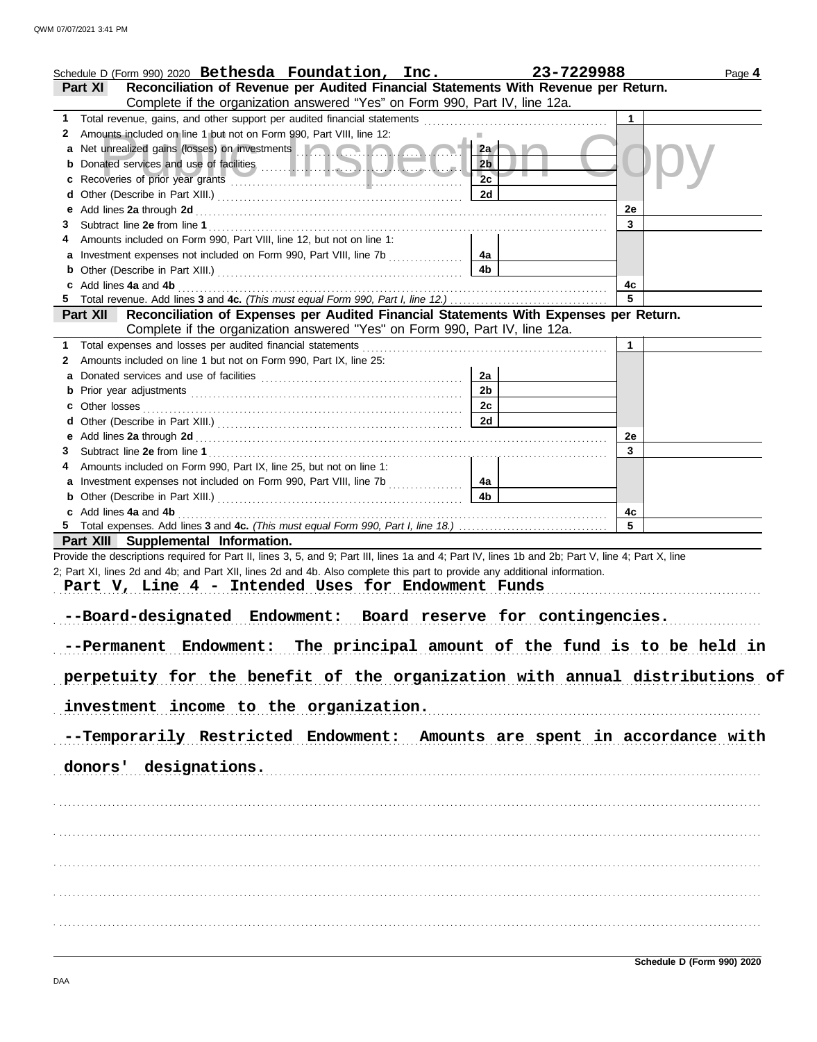Schedule D (Form 990) 2020 **Bethesda Foundation, Inc.** **23-7229988** Page **4**

**Part XI** **Reconciliation of Revenue per Audited Financial Statements With Revenue per Return.**
Complete if the organization answered "Yes" on Form 990, Part IV, line 12a.

| | | | | | |
|---|---|---|---|---|---|
| **1** | Total revenue, gains, and other support per audited financial statements | | | **1** | |
| **2** | Amounts included on line 1 but not on Form 990, Part VIII, line 12: | | | | |
| **a** | Net unrealized gains (losses) on investments | **2a** | | | |
| **b** | Donated services and use of facilities | **2b** | | | |
| **c** | Recoveries of prior year grants | **2c** | | | |
| **d** | Other (Describe in Part XIII.) | **2d** | | | |
| **e** | Add lines **2a** through **2d** | | | **2e** | |
| **3** | Subtract line **2e** from line **1** | | | **3** | |
| **4** | Amounts included on Form 990, Part VIII, line 12, but not on line 1: | | | | |
| **a** | Investment expenses not included on Form 990, Part VIII, line 7b | **4a** | | | |
| **b** | Other (Describe in Part XIII.) | **4b** | | | |
| **c** | Add lines **4a** and **4b** | | | **4c** | |
| **5** | Total revenue. Add lines **3** and **4c.** *(This must equal Form 990, Part I, line 12.)* | | | **5** | |

**Part XII** **Reconciliation of Expenses per Audited Financial Statements With Expenses per Return.**
Complete if the organization answered "Yes" on Form 990, Part IV, line 12a.

| | | | | | |
|---|---|---|---|---|---|
| **1** | Total expenses and losses per audited financial statements | | | **1** | |
| **2** | Amounts included on line 1 but not on Form 990, Part IX, line 25: | | | | |
| **a** | Donated services and use of facilities | **2a** | | | |
| **b** | Prior year adjustments | **2b** | | | |
| **c** | Other losses | **2c** | | | |
| **d** | Other (Describe in Part XIII.) | **2d** | | | |
| **e** | Add lines **2a** through **2d** | | | **2e** | |
| **3** | Subtract line **2e** from line **1** | | | **3** | |
| **4** | Amounts included on Form 990, Part IX, line 25, but not on line 1: | | | | |
| **a** | Investment expenses not included on Form 990, Part VIII, line 7b | **4a** | | | |
| **b** | Other (Describe in Part XIII.) | **4b** | | | |
| **c** | Add lines **4a** and **4b** | | | **4c** | |
| **5** | Total expenses. Add lines **3** and **4c.** *(This must equal Form 990, Part I, line 18.)* | | | **5** | |

**Part XIII** **Supplemental Information.**

Provide the descriptions required for Part II, lines 3, 5, and 9; Part III, lines 1a and 4; Part IV, lines 1b and 2b; Part V, line 4; Part X, line 2; Part XI, lines 2d and 4b; and Part XII, lines 2d and 4b. Also complete this part to provide any additional information.

Part V, Line 4 - Intended Uses for Endowment Funds

--Board-designated Endowment: Board reserve for contingencies.

--Permanent Endowment: The principal amount of the fund is to be held in perpetuity for the benefit of the organization with annual distributions of investment income to the organization.

--Temporarily Restricted Endowment: Amounts are spent in accordance with donors' designations.

**Schedule D (Form 990) 2020**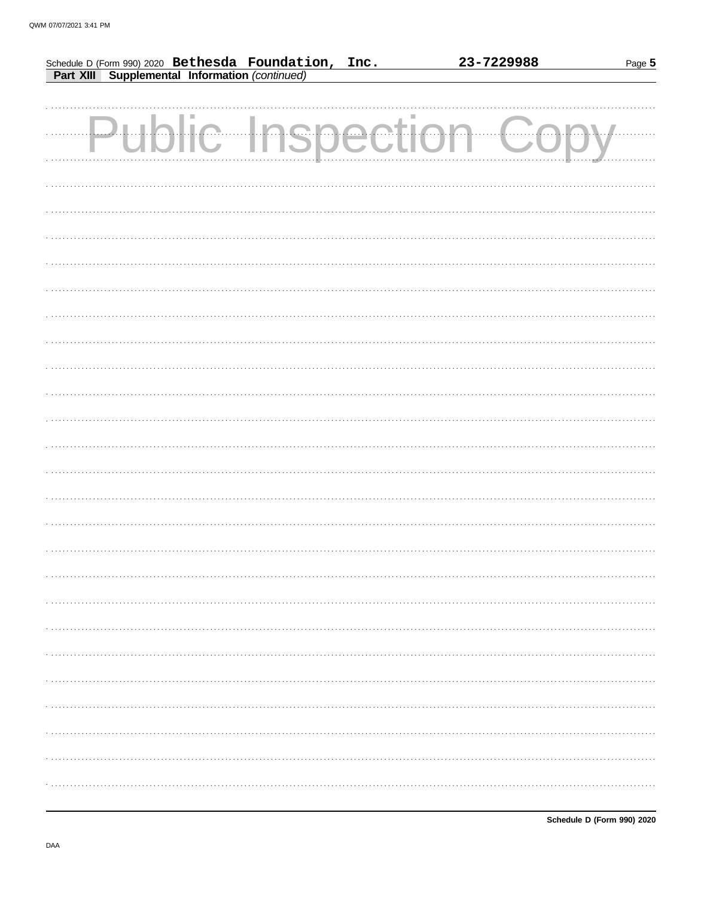Schedule D (Form 990) 2020 **Bethesda Foundation, Inc.** **23-7229988**

**Part XIII Supplemental Information** *(continued)*

Public Inspection Copy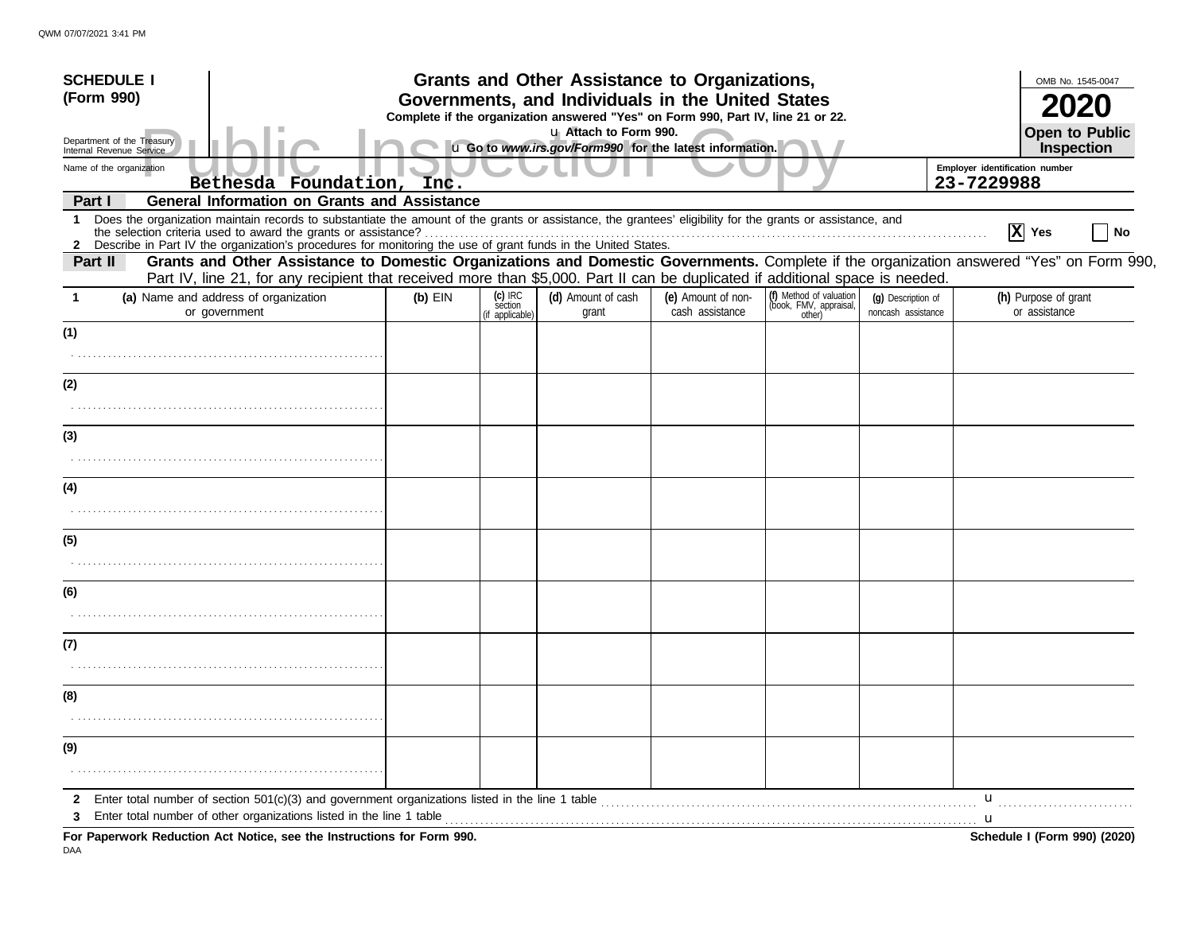QWM 07/07/2021 3:41 PM

**SCHEDULE I (Form 990)**

Department of the Treasury
Internal Revenue Service

# Grants and Other Assistance to Organizations, Governments, and Individuals in the United States

**Complete if the organization answered "Yes" on Form 990, Part IV, line 21 or 22.**
u Attach to Form 990.
u **Go to *www.irs.gov/Form990* for the latest information.**

OMB No. 1545-0047
**2020**
**Open to Public Inspection**

Public Inspection Copy

Name of the organization: Bethesda Foundation, Inc.
Employer identification number: 23-7229988

## Part I — General Information on Grants and Assistance

1 Does the organization maintain records to substantiate the amount of the grants or assistance, the grantees' eligibility for the grants or assistance, and the selection criteria used to award the grants or assistance? ..... [X] Yes [ ] No

2 Describe in Part IV the organization's procedures for monitoring the use of grant funds in the United States.

## Part II — Grants and Other Assistance to Domestic Organizations and Domestic Governments.

Complete if the organization answered "Yes" on Form 990, Part IV, line 21, for any recipient that received more than $5,000. Part II can be duplicated if additional space is needed.

| 1 | (a) Name and address of organization or government | (b) EIN | (c) IRC section (if applicable) | (d) Amount of cash grant | (e) Amount of non-cash assistance | (f) Method of valuation (book, FMV, appraisal, other) | (g) Description of noncash assistance | (h) Purpose of grant or assistance |
|---|---|---|---|---|---|---|---|---|
| (1) | | | | | | | | |
| (2) | | | | | | | | |
| (3) | | | | | | | | |
| (4) | | | | | | | | |
| (5) | | | | | | | | |
| (6) | | | | | | | | |
| (7) | | | | | | | | |
| (8) | | | | | | | | |
| (9) | | | | | | | | |

2 Enter total number of section 501(c)(3) and government organizations listed in the line 1 table ..... u

3 Enter total number of other organizations listed in the line 1 table ..... u

**For Paperwork Reduction Act Notice, see the Instructions for Form 990.** **Schedule I (Form 990) (2020)**

DAA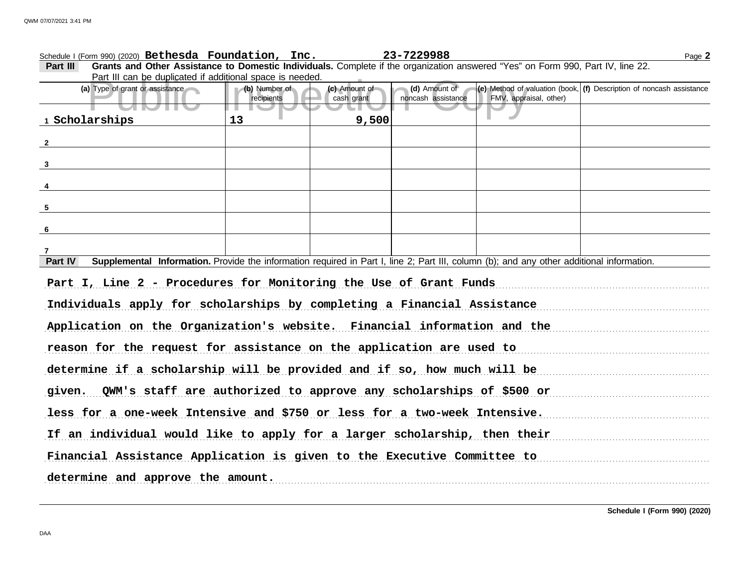Schedule I (Form 990) (2020) **Bethesda Foundation, Inc.** **23-7229988** Page **2**

**Part III** **Grants and Other Assistance to Domestic Individuals.** Complete if the organization answered "Yes" on Form 990, Part IV, line 22. Part III can be duplicated if additional space is needed.

| (a) Type of grant or assistance | (b) Number of recipients | (c) Amount of cash grant | (d) Amount of noncash assistance | (e) Method of valuation (book, FMV, appraisal, other) | (f) Description of noncash assistance |
|---|---|---|---|---|---|
| 1 Scholarships | 13 | 9,500 | | | |
| 2 | | | | | |
| 3 | | | | | |
| 4 | | | | | |
| 5 | | | | | |
| 6 | | | | | |
| 7 | | | | | |

**Part IV** **Supplemental Information.** Provide the information required in Part I, line 2; Part III, column (b); and any other additional information.

Part I, Line 2 - Procedures for Monitoring the Use of Grant Funds

Individuals apply for scholarships by completing a Financial Assistance Application on the Organization's website. Financial information and the reason for the request for assistance on the application are used to determine if a scholarship will be provided and if so, how much will be given. QWM's staff are authorized to approve any scholarships of $500 or less for a one-week Intensive and $750 or less for a two-week Intensive. If an individual would like to apply for a larger scholarship, then their Financial Assistance Application is given to the Executive Committee to determine and approve the amount.

**Schedule I (Form 990) (2020)**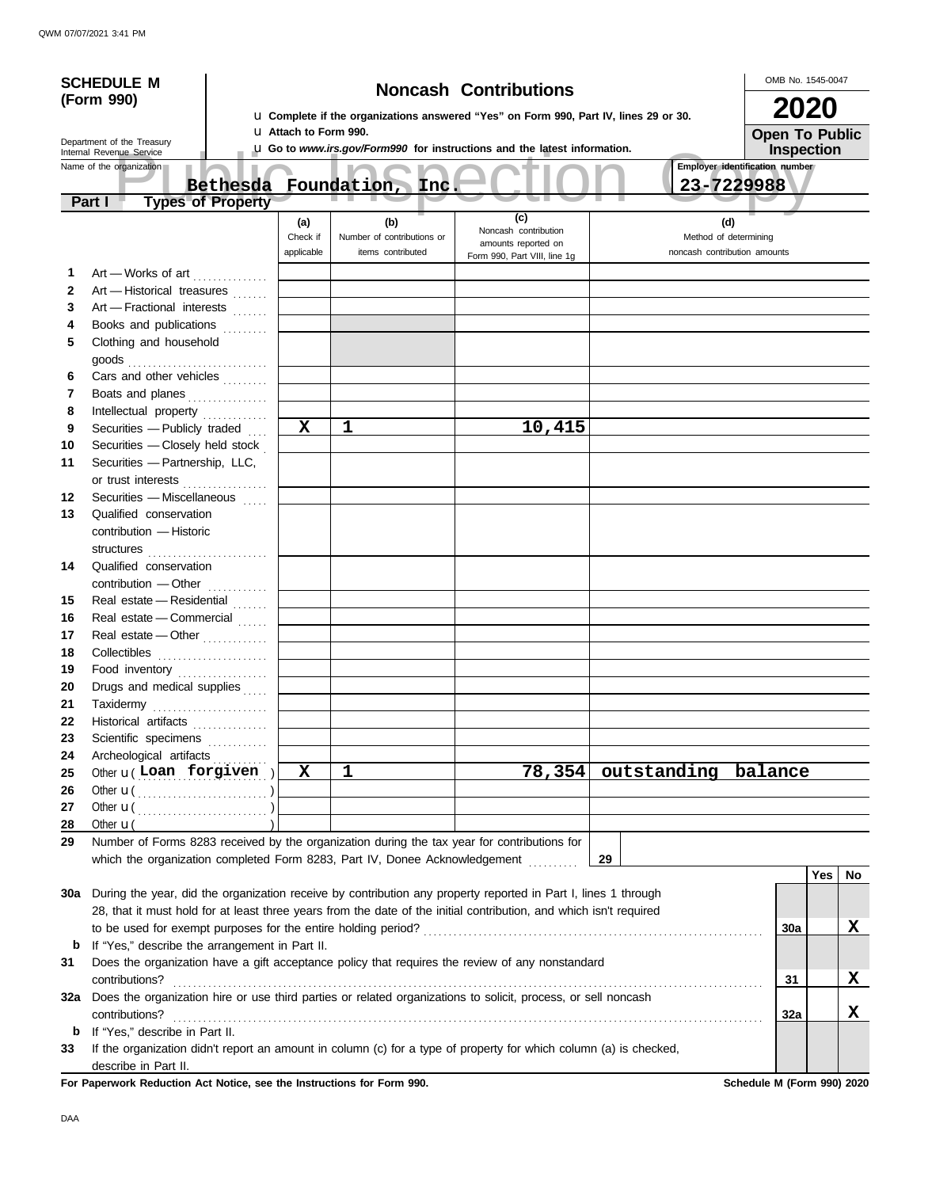QWM 07/07/2021 3:41 PM

**SCHEDULE M (Form 990)**

Department of the Treasury
Internal Revenue Service

# Noncash Contributions

u Complete if the organizations answered "Yes" on Form 990, Part IV, lines 29 or 30.
u Attach to Form 990.
u Go to *www.irs.gov/Form990* for instructions and the latest information.

OMB No. 1545-0047

**2020**

**Open To Public Inspection**

Public Inspection Copy

Name of the organization: **Bethesda Foundation, Inc.**

Employer identification number: **23-7229988**

## Part I Types of Property

| | | (a) Check if applicable | (b) Number of contributions or items contributed | (c) Noncash contribution amounts reported on Form 990, Part VIII, line 1g | (d) Method of determining noncash contribution amounts |
|---|---|---|---|---|---|
| 1 | Art — Works of art | | | | |
| 2 | Art — Historical treasures | | | | |
| 3 | Art — Fractional interests | | | | |
| 4 | Books and publications | | | | |
| 5 | Clothing and household goods | | | | |
| 6 | Cars and other vehicles | | | | |
| 7 | Boats and planes | | | | |
| 8 | Intellectual property | | | | |
| 9 | Securities — Publicly traded | X | 1 | 10,415 | |
| 10 | Securities — Closely held stock | | | | |
| 11 | Securities — Partnership, LLC, or trust interests | | | | |
| 12 | Securities — Miscellaneous | | | | |
| 13 | Qualified conservation contribution — Historic structures | | | | |
| 14 | Qualified conservation contribution — Other | | | | |
| 15 | Real estate — Residential | | | | |
| 16 | Real estate — Commercial | | | | |
| 17 | Real estate — Other | | | | |
| 18 | Collectibles | | | | |
| 19 | Food inventory | | | | |
| 20 | Drugs and medical supplies | | | | |
| 21 | Taxidermy | | | | |
| 22 | Historical artifacts | | | | |
| 23 | Scientific specimens | | | | |
| 24 | Archeological artifacts | | | | |
| 25 | Other u ( Loan forgiven ) | X | 1 | 78,354 | outstanding balance |
| 26 | Other u ( ) | | | | |
| 27 | Other u ( ) | | | | |
| 28 | Other u ( ) | | | | |

29 Number of Forms 8283 received by the organization during the tax year for contributions for which the organization completed Form 8283, Part IV, Donee Acknowledgement ..... 29

| | | | Yes | No |
|---|---|---|---|---|
| 30a | During the year, did the organization receive by contribution any property reported in Part I, lines 1 through 28, that it must hold for at least three years from the date of the initial contribution, and which isn't required to be used for exempt purposes for the entire holding period? | 30a | | X |
| b | If "Yes," describe the arrangement in Part II. | | | |
| 31 | Does the organization have a gift acceptance policy that requires the review of any nonstandard contributions? | 31 | | X |
| 32a | Does the organization hire or use third parties or related organizations to solicit, process, or sell noncash contributions? | 32a | | X |
| b | If "Yes," describe in Part II. | | | |
| 33 | If the organization didn't report an amount in column (c) for a type of property for which column (a) is checked, describe in Part II. | | | |

**For Paperwork Reduction Act Notice, see the Instructions for Form 990.**

**Schedule M (Form 990) 2020**

DAA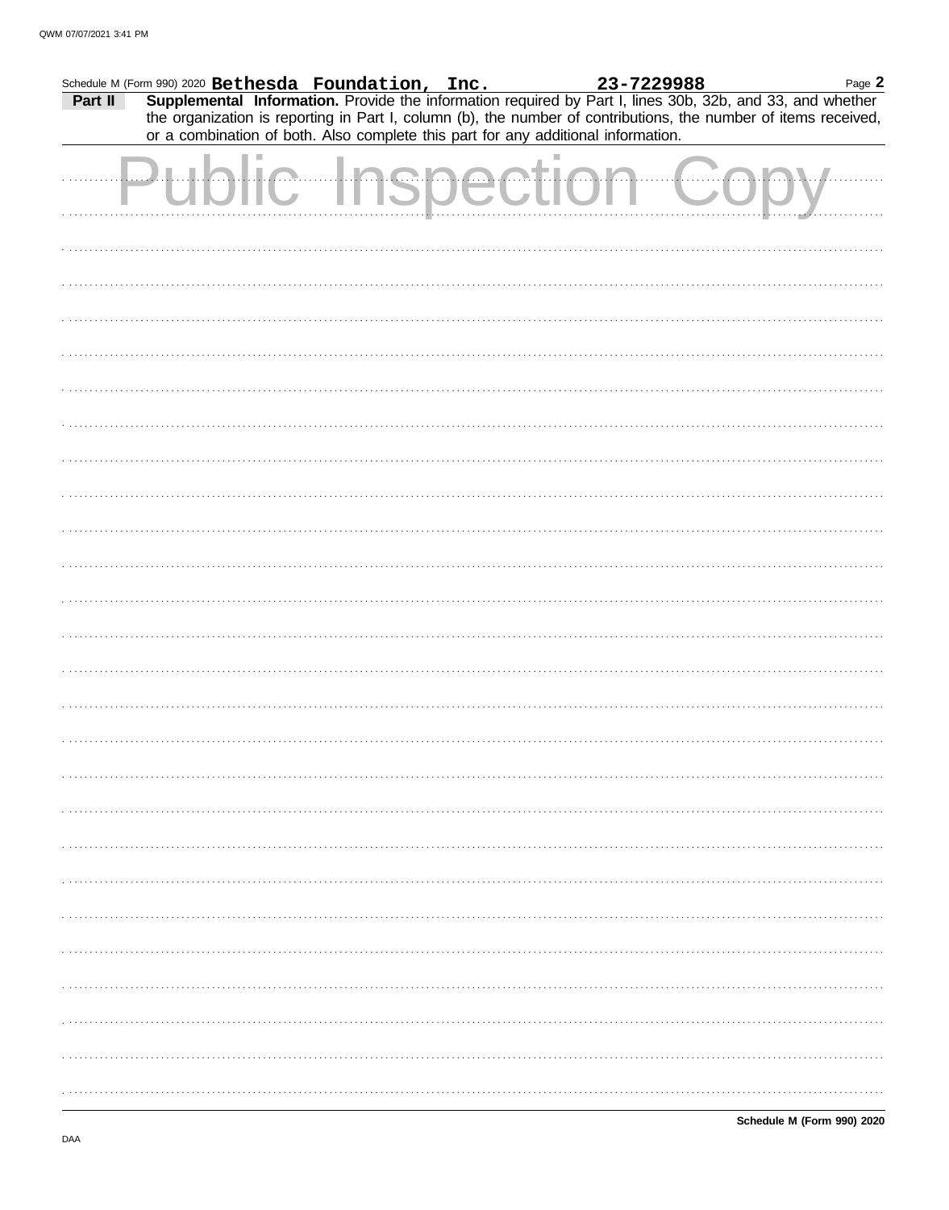Schedule M (Form 990) 2020 **Bethesda Foundation, Inc.** **23-7229988** Page **2**

**Part II** **Supplemental Information.** Provide the information required by Part I, lines 30b, 32b, and 33, and whether the organization is reporting in Part I, column (b), the number of contributions, the number of items received, or a combination of both. Also complete this part for any additional information.

Public Inspection Copy

**Schedule M (Form 990) 2020**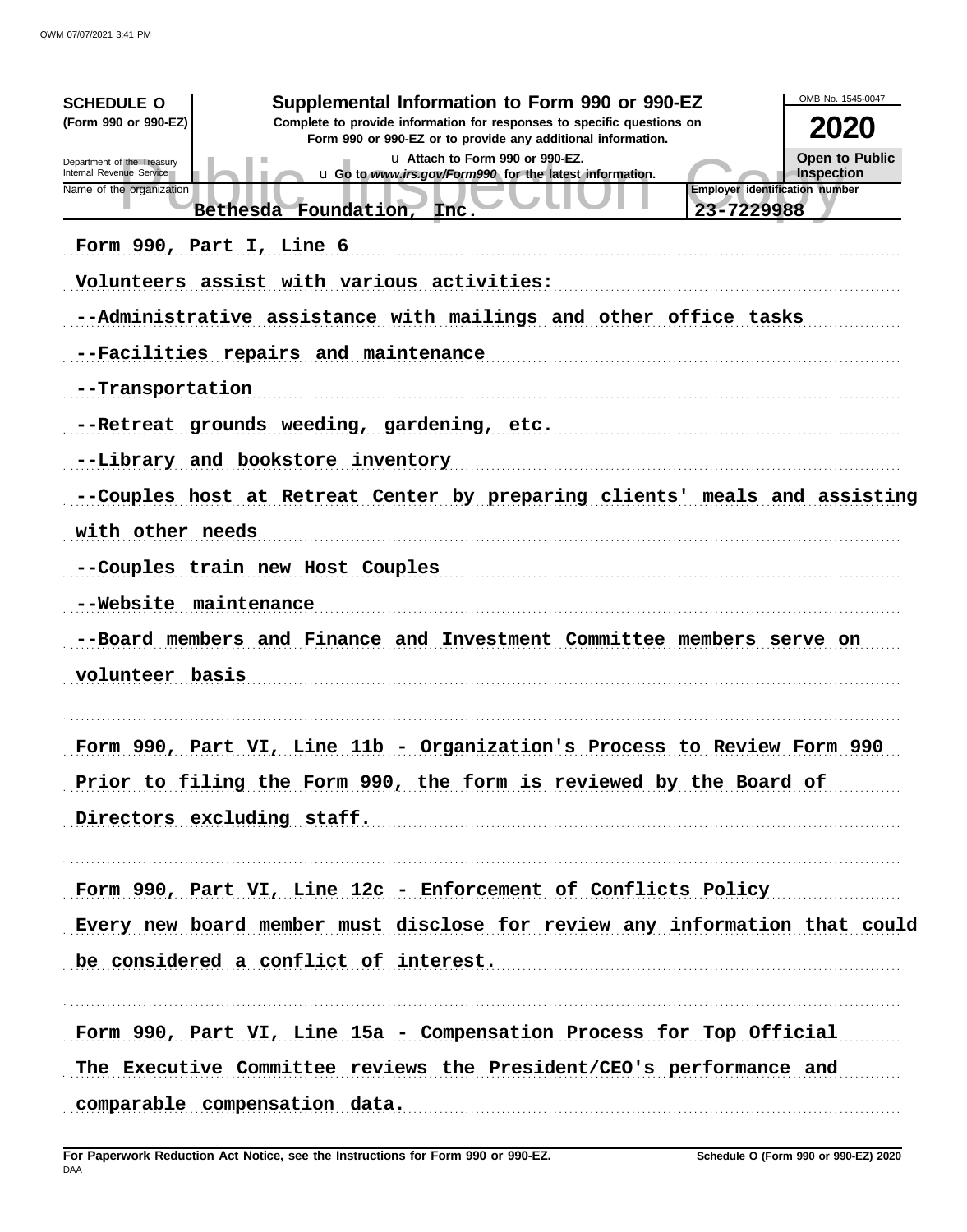**SCHEDULE O** (Form 990 or 990-EZ)

Department of the Treasury
Internal Revenue Service

# Supplemental Information to Form 990 or 990-EZ

**Complete to provide information for responses to specific questions on Form 990 or 990-EZ or to provide any additional information.**

u Attach to Form 990 or 990-EZ.

u Go to *www.irs.gov/Form990* for the latest information.

OMB No. 1545-0047

**2020**

**Open to Public Inspection**

| Name of the organization | Employer identification number |
|---|---|
| Bethesda Foundation, Inc. | 23-7229988 |

Form 990, Part I, Line 6

Volunteers assist with various activities:

--Administrative assistance with mailings and other office tasks

--Facilities repairs and maintenance

--Transportation

--Retreat grounds weeding, gardening, etc.

--Library and bookstore inventory

--Couples host at Retreat Center by preparing clients' meals and assisting with other needs

--Couples train new Host Couples

--Website maintenance

--Board members and Finance and Investment Committee members serve on volunteer basis

Form 990, Part VI, Line 11b - Organization's Process to Review Form 990

Prior to filing the Form 990, the form is reviewed by the Board of Directors excluding staff.

Form 990, Part VI, Line 12c - Enforcement of Conflicts Policy

Every new board member must disclose for review any information that could be considered a conflict of interest.

Form 990, Part VI, Line 15a - Compensation Process for Top Official

The Executive Committee reviews the President/CEO's performance and comparable compensation data.

**For Paperwork Reduction Act Notice, see the Instructions for Form 990 or 990-EZ.**

DAA

**Schedule O (Form 990 or 990-EZ) 2020**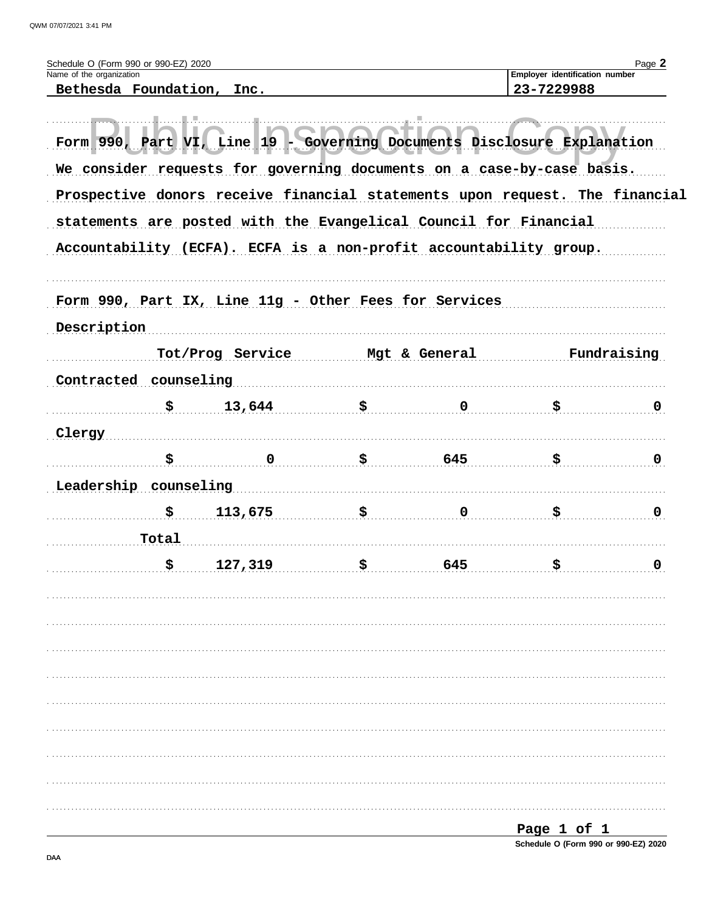Schedule O (Form 990 or 990-EZ) 2020

| Name of the organization | Employer identification number |
|---|---|
| Bethesda Foundation, Inc. | 23-7229988 |

Public Inspection Copy

**Form 990, Part VI, Line 19 - Governing Documents Disclosure Explanation**

We consider requests for governing documents on a case-by-case basis. Prospective donors receive financial statements upon request. The financial statements are posted with the Evangelical Council for Financial Accountability (ECFA). ECFA is a non-profit accountability group.

**Form 990, Part IX, Line 11g - Other Fees for Services**

| Description | Tot/Prog Service | Mgt & General | Fundraising |
|---|---|---|---|
| Contracted counseling | $ 13,644 | $ 0 | $ 0 |
| Clergy | $ 0 | $ 645 | $ 0 |
| Leadership counseling | $ 113,675 | $ 0 | $ 0 |
| Total | $ 127,319 | $ 645 | $ 0 |